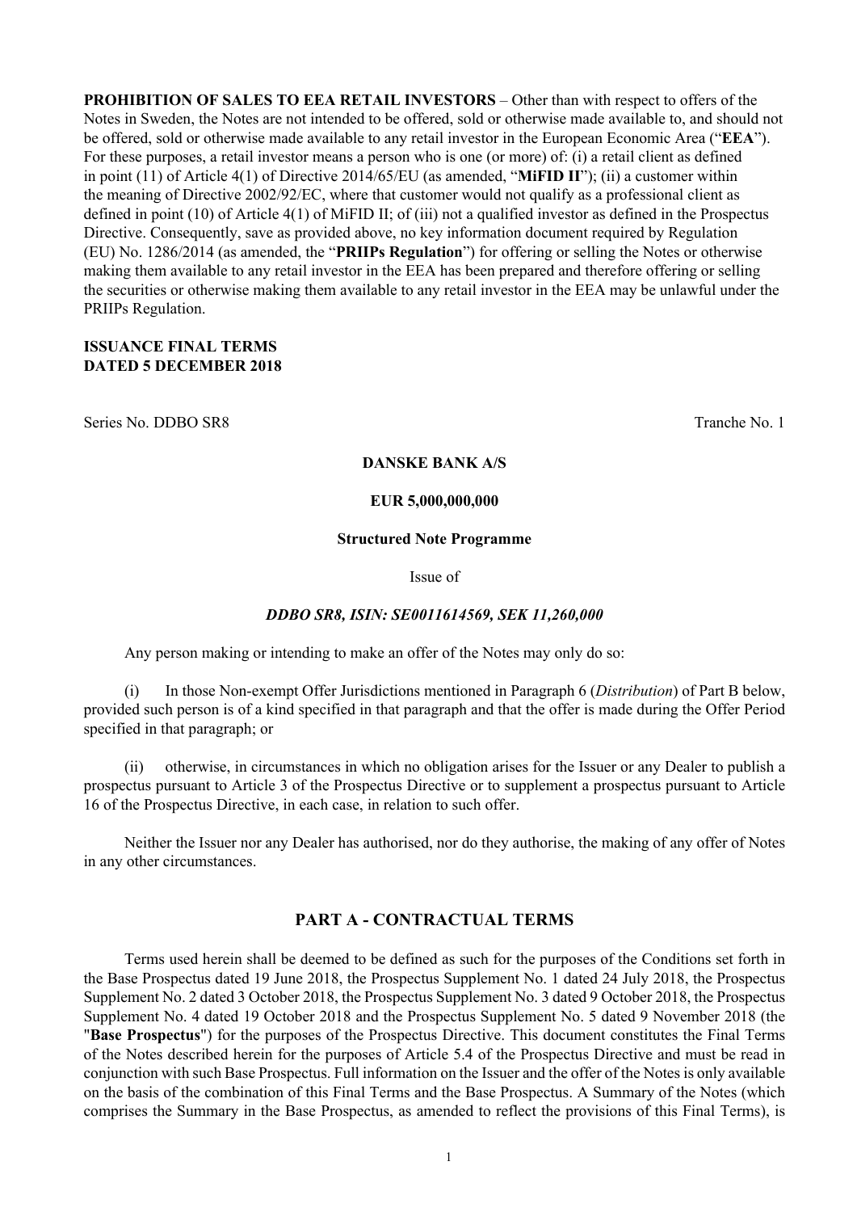**PROHIBITION OF SALES TO EEA RETAIL INVESTORS** – Other than with respect to offers of the Notes in Sweden, the Notes are not intended to be offered, sold or otherwise made available to, and should not be offered, sold or otherwise made available to any retail investor in the European Economic Area ("**EEA**"). For these purposes, a retail investor means a person who is one (or more) of: (i) a retail client as defined in point (11) of Article 4(1) of Directive 2014/65/EU (as amended, "**MiFID II**"); (ii) a customer within the meaning of Directive 2002/92/EC, where that customer would not qualify as a professional client as defined in point (10) of Article 4(1) of MiFID II; of (iii) not a qualified investor as defined in the Prospectus Directive. Consequently, save as provided above, no key information document required by Regulation (EU) No. 1286/2014 (as amended, the "**PRIIPs Regulation**") for offering or selling the Notes or otherwise making them available to any retail investor in the EEA has been prepared and therefore offering or selling the securities or otherwise making them available to any retail investor in the EEA may be unlawful under the PRIIPs Regulation.

**ISSUANCE FINAL TERMS**
**DATED 5 DECEMBER 2018**

Series No. DDBO SR8 Tranche No. 1

**DANSKE BANK A/S**

**EUR 5,000,000,000**

**Structured Note Programme**

Issue of

***DDBO SR8, ISIN: SE0011614569, SEK 11,260,000***

Any person making or intending to make an offer of the Notes may only do so:

(i) In those Non-exempt Offer Jurisdictions mentioned in Paragraph 6 (*Distribution*) of Part B below, provided such person is of a kind specified in that paragraph and that the offer is made during the Offer Period specified in that paragraph; or

(ii) otherwise, in circumstances in which no obligation arises for the Issuer or any Dealer to publish a prospectus pursuant to Article 3 of the Prospectus Directive or to supplement a prospectus pursuant to Article 16 of the Prospectus Directive, in each case, in relation to such offer.

Neither the Issuer nor any Dealer has authorised, nor do they authorise, the making of any offer of Notes in any other circumstances.

## PART A - CONTRACTUAL TERMS

Terms used herein shall be deemed to be defined as such for the purposes of the Conditions set forth in the Base Prospectus dated 19 June 2018, the Prospectus Supplement No. 1 dated 24 July 2018, the Prospectus Supplement No. 2 dated 3 October 2018, the Prospectus Supplement No. 3 dated 9 October 2018, the Prospectus Supplement No. 4 dated 19 October 2018 and the Prospectus Supplement No. 5 dated 9 November 2018 (the "**Base Prospectus**") for the purposes of the Prospectus Directive. This document constitutes the Final Terms of the Notes described herein for the purposes of Article 5.4 of the Prospectus Directive and must be read in conjunction with such Base Prospectus. Full information on the Issuer and the offer of the Notes is only available on the basis of the combination of this Final Terms and the Base Prospectus. A Summary of the Notes (which comprises the Summary in the Base Prospectus, as amended to reflect the provisions of this Final Terms), is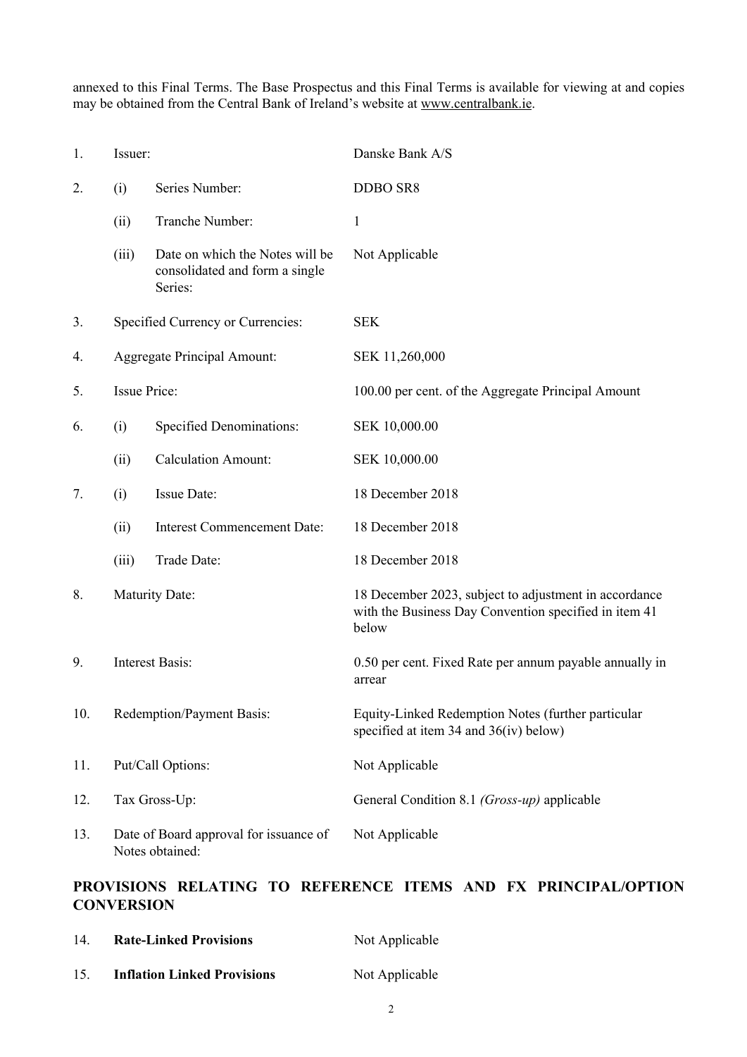annexed to this Final Terms. The Base Prospectus and this Final Terms is available for viewing at and copies may be obtained from the Central Bank of Ireland's website at www.centralbank.ie.

| | | | |
|---|---|---|---|
| 1. | Issuer: | | Danske Bank A/S |
| 2. | (i) | Series Number: | DDBO SR8 |
| | (ii) | Tranche Number: | 1 |
| | (iii) | Date on which the Notes will be consolidated and form a single Series: | Not Applicable |
| 3. | Specified Currency or Currencies: | | SEK |
| 4. | Aggregate Principal Amount: | | SEK 11,260,000 |
| 5. | Issue Price: | | 100.00 per cent. of the Aggregate Principal Amount |
| 6. | (i) | Specified Denominations: | SEK 10,000.00 |
| | (ii) | Calculation Amount: | SEK 10,000.00 |
| 7. | (i) | Issue Date: | 18 December 2018 |
| | (ii) | Interest Commencement Date: | 18 December 2018 |
| | (iii) | Trade Date: | 18 December 2018 |
| 8. | Maturity Date: | | 18 December 2023, subject to adjustment in accordance with the Business Day Convention specified in item 41 below |
| 9. | Interest Basis: | | 0.50 per cent. Fixed Rate per annum payable annually in arrear |
| 10. | Redemption/Payment Basis: | | Equity-Linked Redemption Notes (further particular specified at item 34 and 36(iv) below) |
| 11. | Put/Call Options: | | Not Applicable |
| 12. | Tax Gross-Up: | | General Condition 8.1 *(Gross-up)* applicable |
| 13. | Date of Board approval for issuance of Notes obtained: | | Not Applicable |

## PROVISIONS RELATING TO REFERENCE ITEMS AND FX PRINCIPAL/OPTION CONVERSION

| | | |
|---|---|---|
| 14. | **Rate-Linked Provisions** | Not Applicable |
| 15. | **Inflation Linked Provisions** | Not Applicable |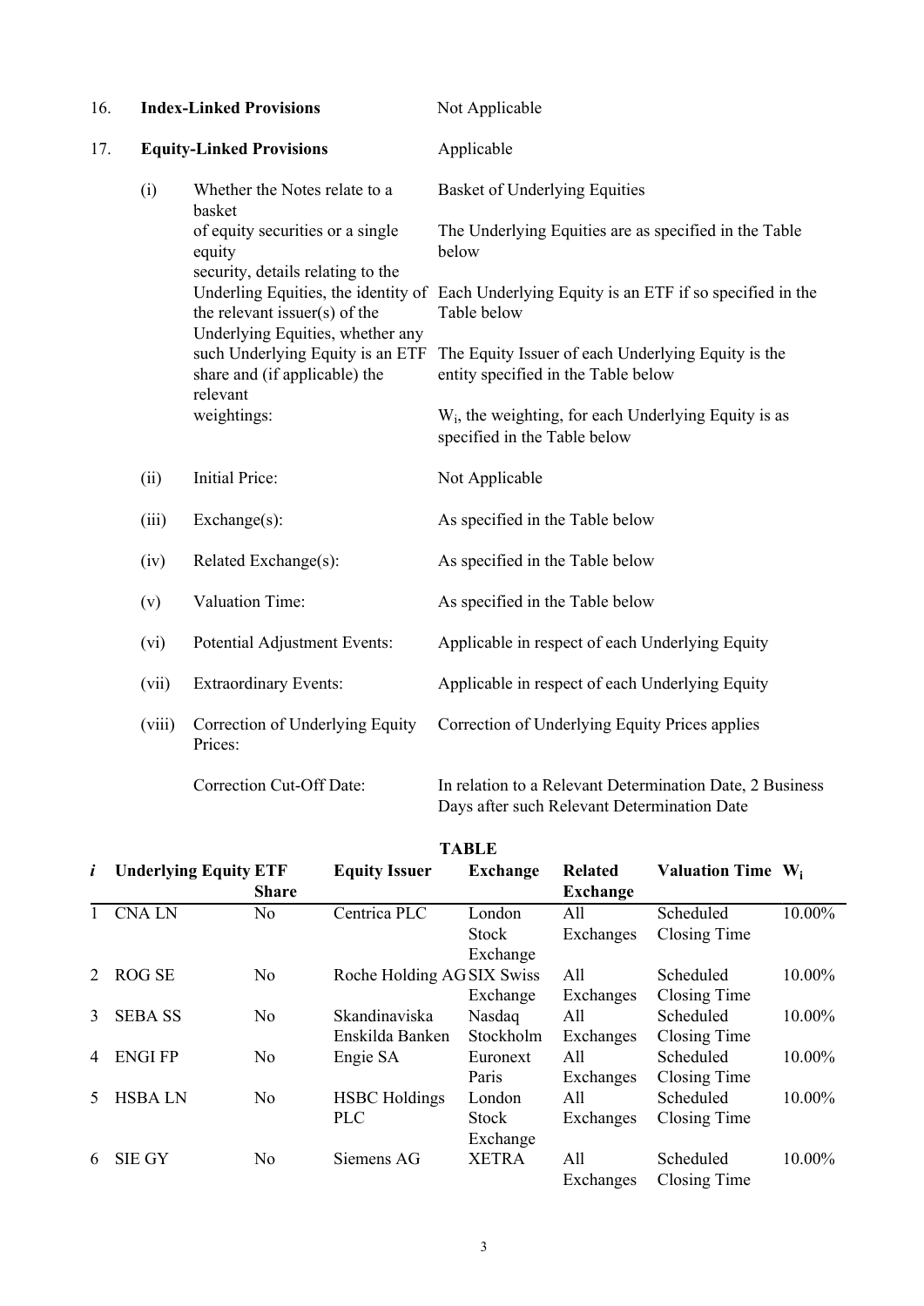16. **Index-Linked Provisions** Not Applicable

17. **Equity-Linked Provisions** Applicable

| | | |
|---|---|---|
| (i) | Whether the Notes relate to a basket of equity securities or a single equity security, details relating to the Underling Equities, the identity of the relevant issuer(s) of the Underlying Equities, whether any such Underlying Equity is an ETF share and (if applicable) the relevant weightings: | Basket of Underlying Equities<br><br>The Underlying Equities are as specified in the Table below<br><br>Each Underlying Equity is an ETF if so specified in the Table below<br><br>The Equity Issuer of each Underlying Equity is the entity specified in the Table below<br><br>$W_i$, the weighting, for each Underlying Equity is as specified in the Table below |
| (ii) | Initial Price: | Not Applicable |
| (iii) | Exchange(s): | As specified in the Table below |
| (iv) | Related Exchange(s): | As specified in the Table below |
| (v) | Valuation Time: | As specified in the Table below |
| (vi) | Potential Adjustment Events: | Applicable in respect of each Underlying Equity |
| (vii) | Extraordinary Events: | Applicable in respect of each Underlying Equity |
| (viii) | Correction of Underlying Equity Prices: | Correction of Underlying Equity Prices applies |
| | Correction Cut-Off Date: | In relation to a Relevant Determination Date, 2 Business Days after such Relevant Determination Date |

**TABLE**

| *i* | Underlying Equity | ETF Share | Equity Issuer | Exchange | Related Exchange | Valuation Time | $W_i$ |
|---|---|---|---|---|---|---|---|
| 1 | CNA LN | No | Centrica PLC | London Stock Exchange | All Exchanges | Scheduled Closing Time | 10.00% |
| 2 | ROG SE | No | Roche Holding AG | SIX Swiss Exchange | All Exchanges | Scheduled Closing Time | 10.00% |
| 3 | SEBA SS | No | Skandinaviska Enskilda Banken | Nasdaq Stockholm | All Exchanges | Scheduled Closing Time | 10.00% |
| 4 | ENGI FP | No | Engie SA | Euronext Paris | All Exchanges | Scheduled Closing Time | 10.00% |
| 5 | HSBA LN | No | HSBC Holdings PLC | London Stock Exchange | All Exchanges | Scheduled Closing Time | 10.00% |
| 6 | SIE GY | No | Siemens AG | XETRA | All Exchanges | Scheduled Closing Time | 10.00% |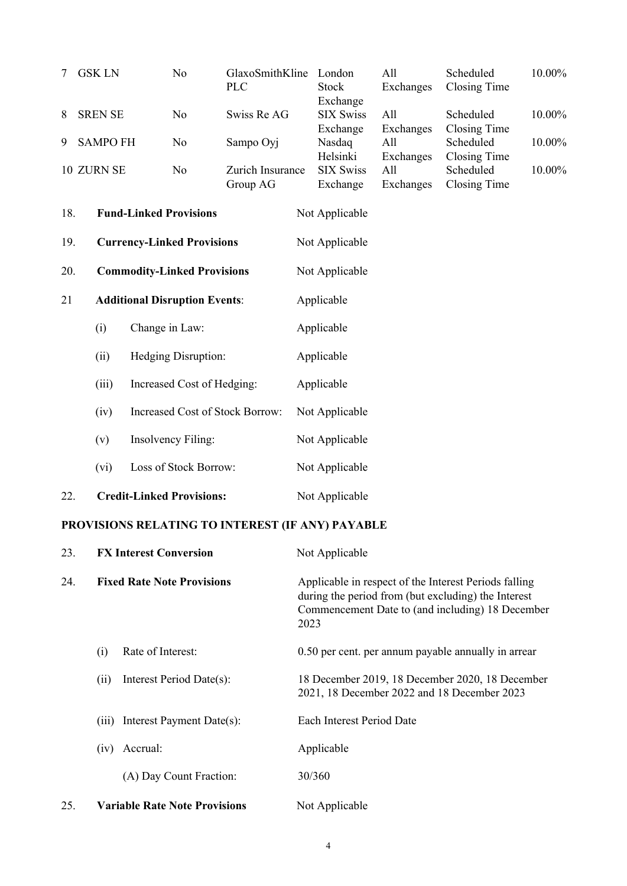| | | | | | | | |
|---|---|---|---|---|---|---|---|
| 7 | GSK LN | No | GlaxoSmithKline PLC | London Stock Exchange | All Exchanges | Scheduled Closing Time | 10.00% |
| 8 | SREN SE | No | Swiss Re AG | SIX Swiss Exchange | All Exchanges | Scheduled Closing Time | 10.00% |
| 9 | SAMPO FH | No | Sampo Oyj | Nasdaq Helsinki | All Exchanges | Scheduled Closing Time | 10.00% |
| 10 | ZURN SE | No | Zurich Insurance Group AG | SIX Swiss Exchange | All Exchanges | Scheduled Closing Time | 10.00% |

18. **Fund-Linked Provisions** Not Applicable

19. **Currency-Linked Provisions** Not Applicable

20. **Commodity-Linked Provisions** Not Applicable

21 **Additional Disruption Events**: Applicable

 (i) Change in Law: Applicable

 (ii) Hedging Disruption: Applicable

 (iii) Increased Cost of Hedging: Applicable

 (iv) Increased Cost of Stock Borrow: Not Applicable

 (v) Insolvency Filing: Not Applicable

 (vi) Loss of Stock Borrow: Not Applicable

22. **Credit-Linked Provisions:** Not Applicable

**PROVISIONS RELATING TO INTEREST (IF ANY) PAYABLE**

23. **FX Interest Conversion** Not Applicable

24. **Fixed Rate Note Provisions** Applicable in respect of the Interest Periods falling during the period from (but excluding) the Interest Commencement Date to (and including) 18 December 2023

 (i) Rate of Interest: 0.50 per cent. per annum payable annually in arrear

 (ii) Interest Period Date(s): 18 December 2019, 18 December 2020, 18 December 2021, 18 December 2022 and 18 December 2023

 (iii) Interest Payment Date(s): Each Interest Period Date

 (iv) Accrual: Applicable

 (A) Day Count Fraction: 30/360

25. **Variable Rate Note Provisions** Not Applicable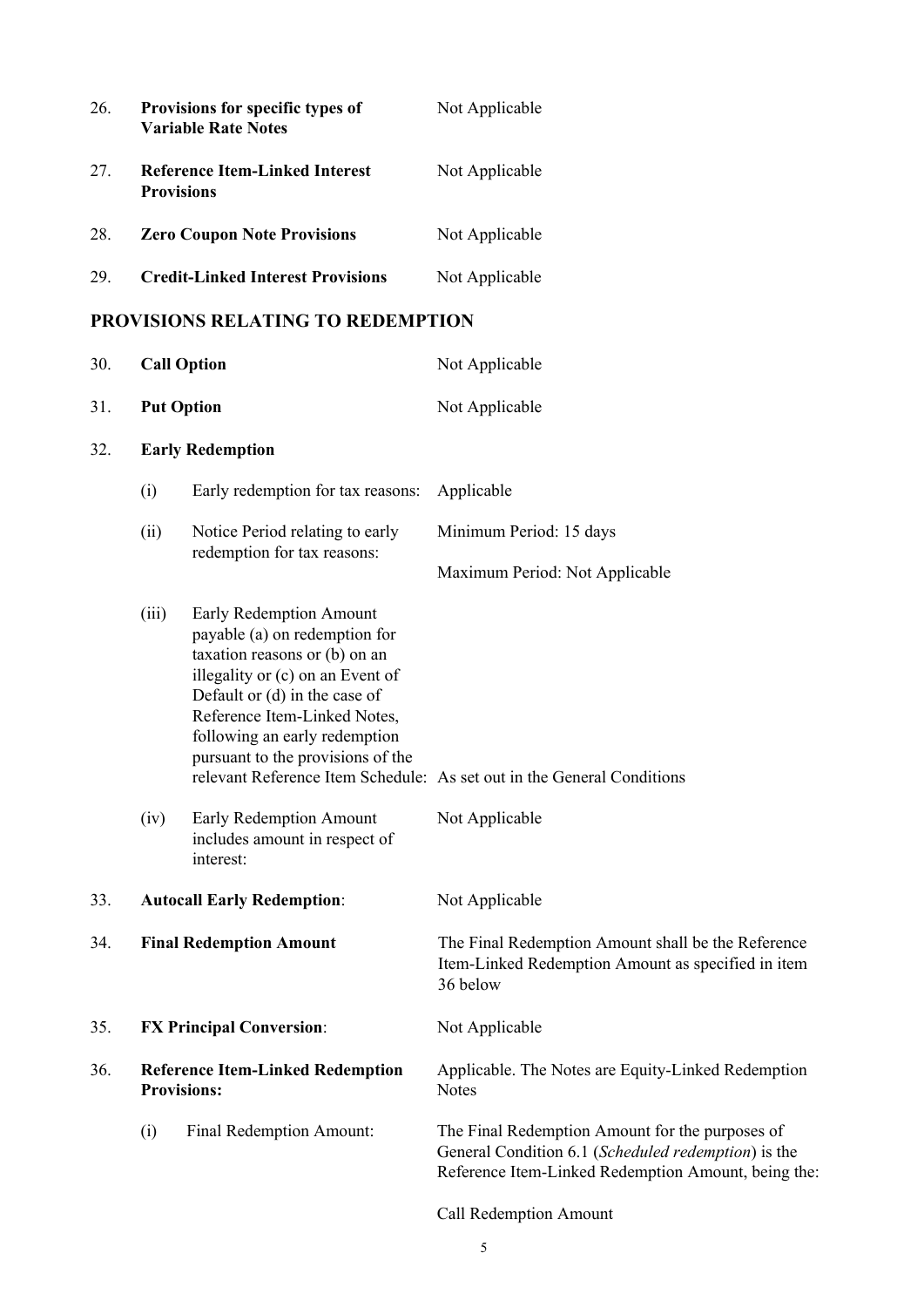| | | | |
|---|---|---|---|
| 26. | **Provisions for specific types of Variable Rate Notes** | | Not Applicable |
| 27. | **Reference Item-Linked Interest Provisions** | | Not Applicable |
| 28. | **Zero Coupon Note Provisions** | | Not Applicable |
| 29. | **Credit-Linked Interest Provisions** | | Not Applicable |

## PROVISIONS RELATING TO REDEMPTION

| | | | |
|---|---|---|---|
| 30. | **Call Option** | | Not Applicable |
| 31. | **Put Option** | | Not Applicable |
| 32. | **Early Redemption** | | |
| | (i) | Early redemption for tax reasons: | Applicable |
| | (ii) | Notice Period relating to early redemption for tax reasons: | Minimum Period: 15 days<br><br>Maximum Period: Not Applicable |
| | (iii) | Early Redemption Amount payable (a) on redemption for taxation reasons or (b) on an illegality or (c) on an Event of Default or (d) in the case of Reference Item-Linked Notes, following an early redemption pursuant to the provisions of the relevant Reference Item Schedule: | As set out in the General Conditions |
| | (iv) | Early Redemption Amount includes amount in respect of interest: | Not Applicable |
| 33. | **Autocall Early Redemption**: | | Not Applicable |
| 34. | **Final Redemption Amount** | | The Final Redemption Amount shall be the Reference Item-Linked Redemption Amount as specified in item 36 below |
| 35. | **FX Principal Conversion**: | | Not Applicable |
| 36. | **Reference Item-Linked Redemption Provisions:** | | Applicable. The Notes are Equity-Linked Redemption Notes |
| | (i) | Final Redemption Amount: | The Final Redemption Amount for the purposes of General Condition 6.1 (*Scheduled redemption*) is the Reference Item-Linked Redemption Amount, being the:<br><br>Call Redemption Amount |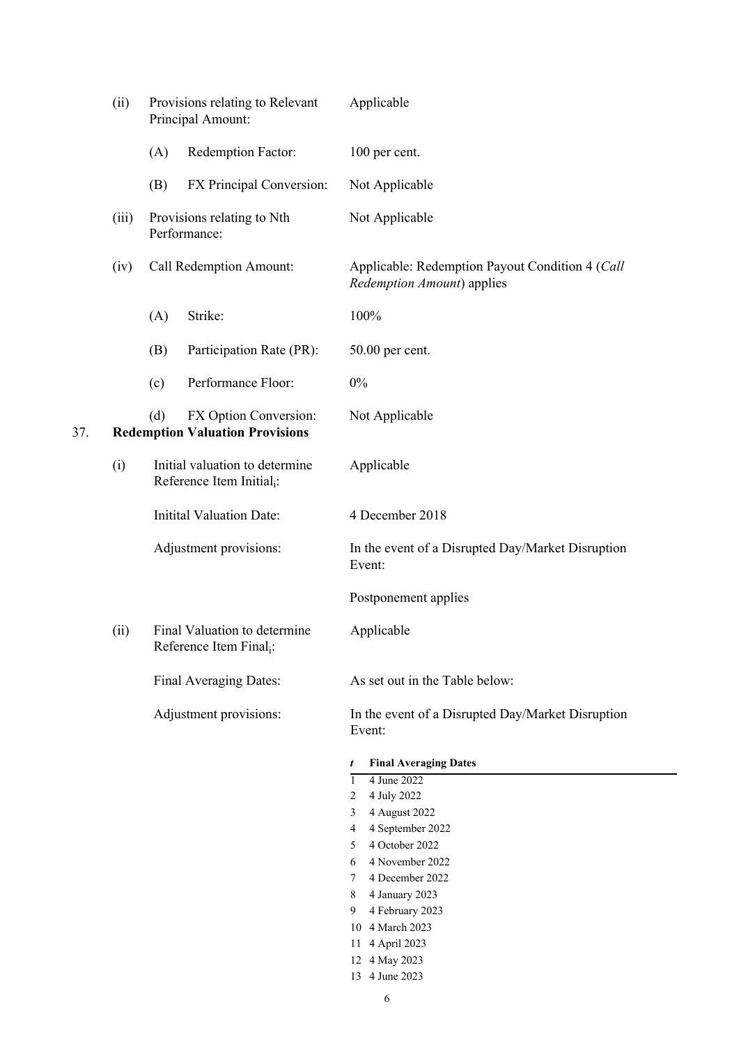(ii) Provisions relating to Relevant Principal Amount: Applicable

(A) Redemption Factor: 100 per cent.

(B) FX Principal Conversion: Not Applicable

(iii) Provisions relating to Nth Performance: Not Applicable

(iv) Call Redemption Amount: Applicable: Redemption Payout Condition 4 (*Call Redemption Amount*) applies

(A) Strike: 100%

(B) Participation Rate (PR): 50.00 per cent.

(c) Performance Floor: 0%

(d) FX Option Conversion: Not Applicable

37. **Redemption Valuation Provisions**

(i) Initial valuation to determine Reference Item $Initial_i$: Applicable

Initital Valuation Date: 4 December 2018

Adjustment provisions: In the event of a Disrupted Day/Market Disruption Event:

Postponement applies

(ii) Final Valuation to determine Reference Item $Final_i$: Applicable

Final Averaging Dates: As set out in the Table below:

Adjustment provisions: In the event of a Disrupted Day/Market Disruption Event:

| *t* | **Final Averaging Dates** |
|---|---|
| 1 | 4 June 2022 |
| 2 | 4 July 2022 |
| 3 | 4 August 2022 |
| 4 | 4 September 2022 |
| 5 | 4 October 2022 |
| 6 | 4 November 2022 |
| 7 | 4 December 2022 |
| 8 | 4 January 2023 |
| 9 | 4 February 2023 |
| 10 | 4 March 2023 |
| 11 | 4 April 2023 |
| 12 | 4 May 2023 |
| 13 | 4 June 2023 |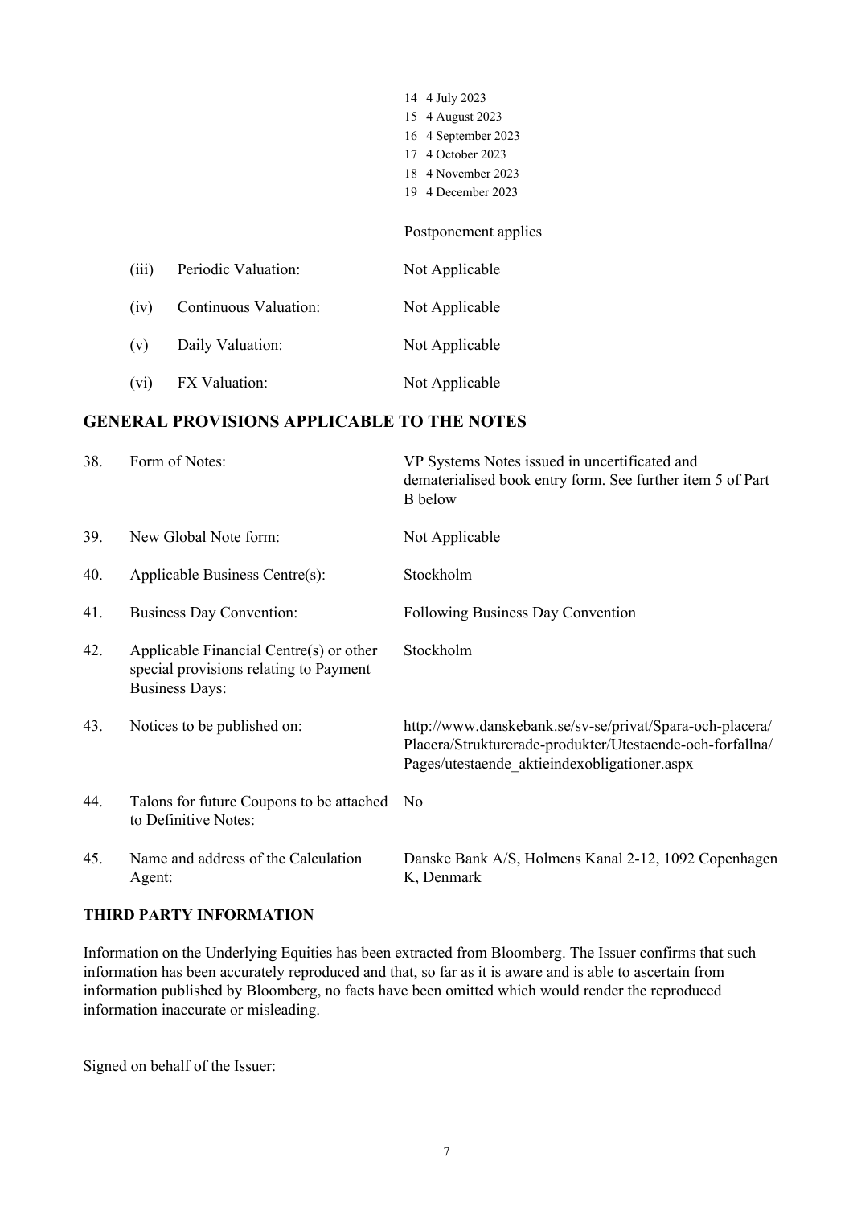| | |
|---|---|
| 14 | 4 July 2023 |
| 15 | 4 August 2023 |
| 16 | 4 September 2023 |
| 17 | 4 October 2023 |
| 18 | 4 November 2023 |
| 19 | 4 December 2023 |

Postponement applies

| | | |
|---|---|---|
| (iii) | Periodic Valuation: | Not Applicable |
| (iv) | Continuous Valuation: | Not Applicable |
| (v) | Daily Valuation: | Not Applicable |
| (vi) | FX Valuation: | Not Applicable |

## GENERAL PROVISIONS APPLICABLE TO THE NOTES

| | | |
|---|---|---|
| 38. | Form of Notes: | VP Systems Notes issued in uncertificated and dematerialised book entry form. See further item 5 of Part B below |
| 39. | New Global Note form: | Not Applicable |
| 40. | Applicable Business Centre(s): | Stockholm |
| 41. | Business Day Convention: | Following Business Day Convention |
| 42. | Applicable Financial Centre(s) or other special provisions relating to Payment Business Days: | Stockholm |
| 43. | Notices to be published on: | http://www.danskebank.se/sv-se/privat/Spara-och-placera/Placera/Strukturerade-produkter/Utestaende-och-forfallna/Pages/utestaende_aktieindexobligationer.aspx |
| 44. | Talons for future Coupons to be attached to Definitive Notes: | No |
| 45. | Name and address of the Calculation Agent: | Danske Bank A/S, Holmens Kanal 2-12, 1092 Copenhagen K, Denmark |

**THIRD PARTY INFORMATION**

Information on the Underlying Equities has been extracted from Bloomberg. The Issuer confirms that such information has been accurately reproduced and that, so far as it is aware and is able to ascertain from information published by Bloomberg, no facts have been omitted which would render the reproduced information inaccurate or misleading.

Signed on behalf of the Issuer: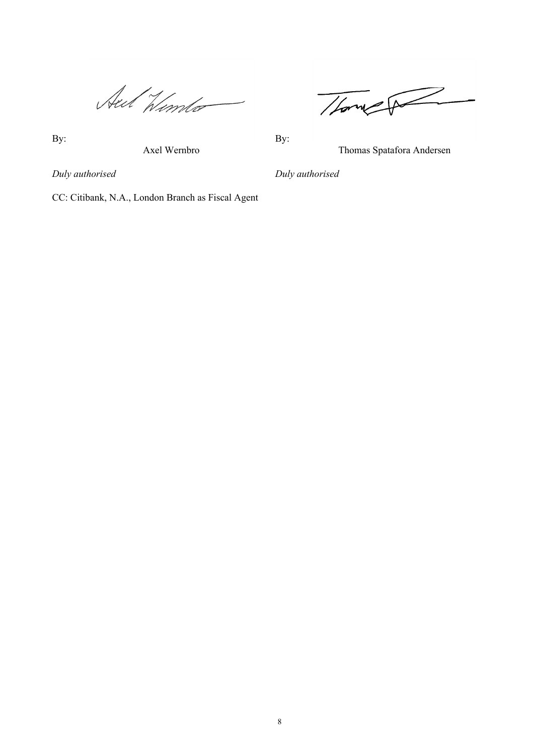By: Axel Wernbro

*Duly authorised*

By: Thomas Spatafora Andersen

*Duly authorised*

CC: Citibank, N.A., London Branch as Fiscal Agent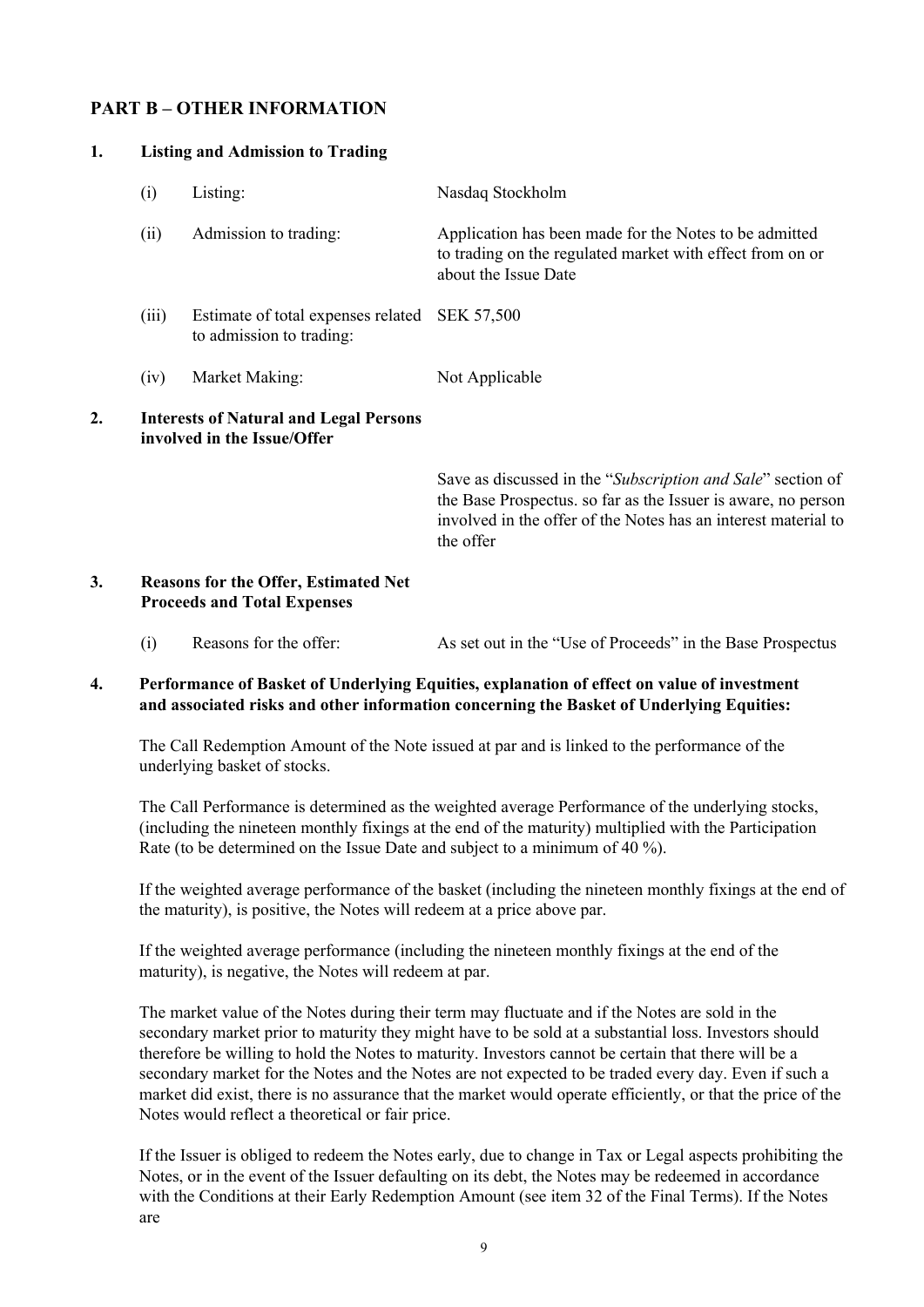## PART B – OTHER INFORMATION

### 1. Listing and Admission to Trading

| | | |
|---|---|---|
| (i) | Listing: | Nasdaq Stockholm |
| (ii) | Admission to trading: | Application has been made for the Notes to be admitted to trading on the regulated market with effect from on or about the Issue Date |
| (iii) | Estimate of total expenses related to admission to trading: | SEK 57,500 |
| (iv) | Market Making: | Not Applicable |

### 2. Interests of Natural and Legal Persons involved in the Issue/Offer

Save as discussed in the "*Subscription and Sale*" section of the Base Prospectus. so far as the Issuer is aware, no person involved in the offer of the Notes has an interest material to the offer

### 3. Reasons for the Offer, Estimated Net Proceeds and Total Expenses

| | | |
|---|---|---|
| (i) | Reasons for the offer: | As set out in the "Use of Proceeds" in the Base Prospectus |

### 4. Performance of Basket of Underlying Equities, explanation of effect on value of investment and associated risks and other information concerning the Basket of Underlying Equities:

The Call Redemption Amount of the Note issued at par and is linked to the performance of the underlying basket of stocks.

The Call Performance is determined as the weighted average Performance of the underlying stocks, (including the nineteen monthly fixings at the end of the maturity) multiplied with the Participation Rate (to be determined on the Issue Date and subject to a minimum of 40 %).

If the weighted average performance of the basket (including the nineteen monthly fixings at the end of the maturity), is positive, the Notes will redeem at a price above par.

If the weighted average performance (including the nineteen monthly fixings at the end of the maturity), is negative, the Notes will redeem at par.

The market value of the Notes during their term may fluctuate and if the Notes are sold in the secondary market prior to maturity they might have to be sold at a substantial loss. Investors should therefore be willing to hold the Notes to maturity. Investors cannot be certain that there will be a secondary market for the Notes and the Notes are not expected to be traded every day. Even if such a market did exist, there is no assurance that the market would operate efficiently, or that the price of the Notes would reflect a theoretical or fair price.

If the Issuer is obliged to redeem the Notes early, due to change in Tax or Legal aspects prohibiting the Notes, or in the event of the Issuer defaulting on its debt, the Notes may be redeemed in accordance with the Conditions at their Early Redemption Amount (see item 32 of the Final Terms). If the Notes are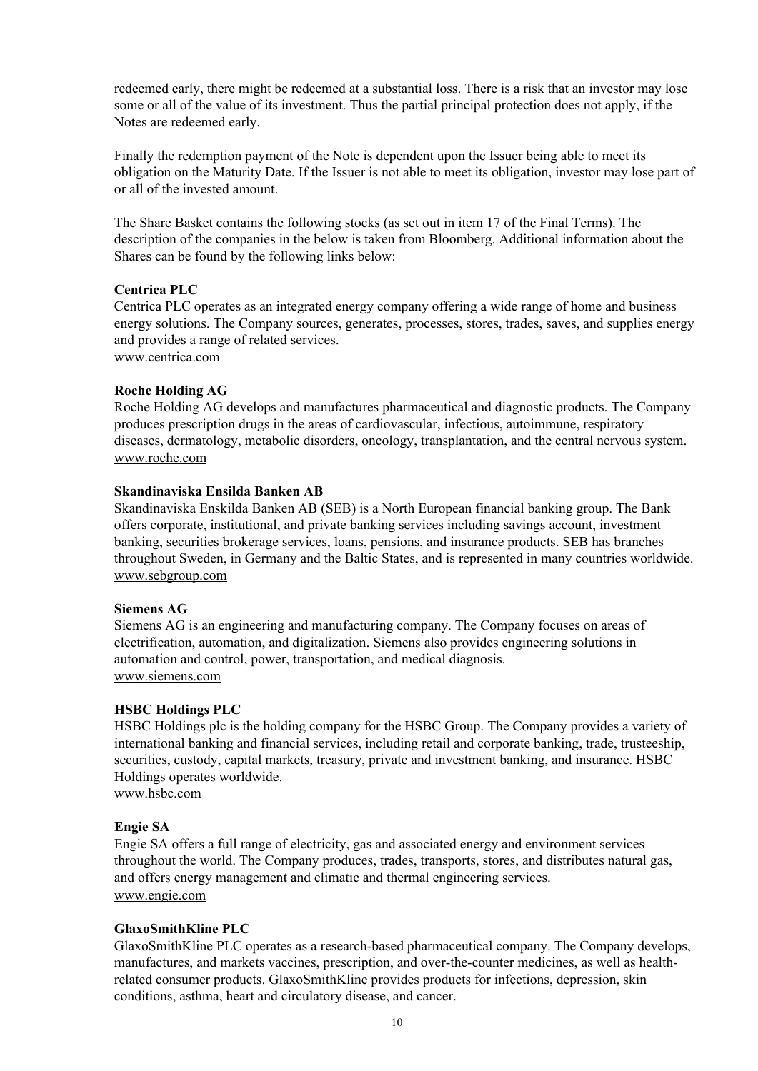redeemed early, there might be redeemed at a substantial loss. There is a risk that an investor may lose some or all of the value of its investment. Thus the partial principal protection does not apply, if the Notes are redeemed early.

Finally the redemption payment of the Note is dependent upon the Issuer being able to meet its obligation on the Maturity Date. If the Issuer is not able to meet its obligation, investor may lose part of or all of the invested amount.

The Share Basket contains the following stocks (as set out in item 17 of the Final Terms). The description of the companies in the below is taken from Bloomberg. Additional information about the Shares can be found by the following links below:

**Centrica PLC**
Centrica PLC operates as an integrated energy company offering a wide range of home and business energy solutions. The Company sources, generates, processes, stores, trades, saves, and supplies energy and provides a range of related services.
www.centrica.com

**Roche Holding AG**
Roche Holding AG develops and manufactures pharmaceutical and diagnostic products. The Company produces prescription drugs in the areas of cardiovascular, infectious, autoimmune, respiratory diseases, dermatology, metabolic disorders, oncology, transplantation, and the central nervous system.
www.roche.com

**Skandinaviska Ensilda Banken AB**
Skandinaviska Enskilda Banken AB (SEB) is a North European financial banking group. The Bank offers corporate, institutional, and private banking services including savings account, investment banking, securities brokerage services, loans, pensions, and insurance products. SEB has branches throughout Sweden, in Germany and the Baltic States, and is represented in many countries worldwide.
www.sebgroup.com

**Siemens AG**
Siemens AG is an engineering and manufacturing company. The Company focuses on areas of electrification, automation, and digitalization. Siemens also provides engineering solutions in automation and control, power, transportation, and medical diagnosis.
www.siemens.com

**HSBC Holdings PLC**
HSBC Holdings plc is the holding company for the HSBC Group. The Company provides a variety of international banking and financial services, including retail and corporate banking, trade, trusteeship, securities, custody, capital markets, treasury, private and investment banking, and insurance. HSBC Holdings operates worldwide.
www.hsbc.com

**Engie SA**
Engie SA offers a full range of electricity, gas and associated energy and environment services throughout the world. The Company produces, trades, transports, stores, and distributes natural gas, and offers energy management and climatic and thermal engineering services.
www.engie.com

**GlaxoSmithKline PLC**
GlaxoSmithKline PLC operates as a research-based pharmaceutical company. The Company develops, manufactures, and markets vaccines, prescription, and over-the-counter medicines, as well as health-related consumer products. GlaxoSmithKline provides products for infections, depression, skin conditions, asthma, heart and circulatory disease, and cancer.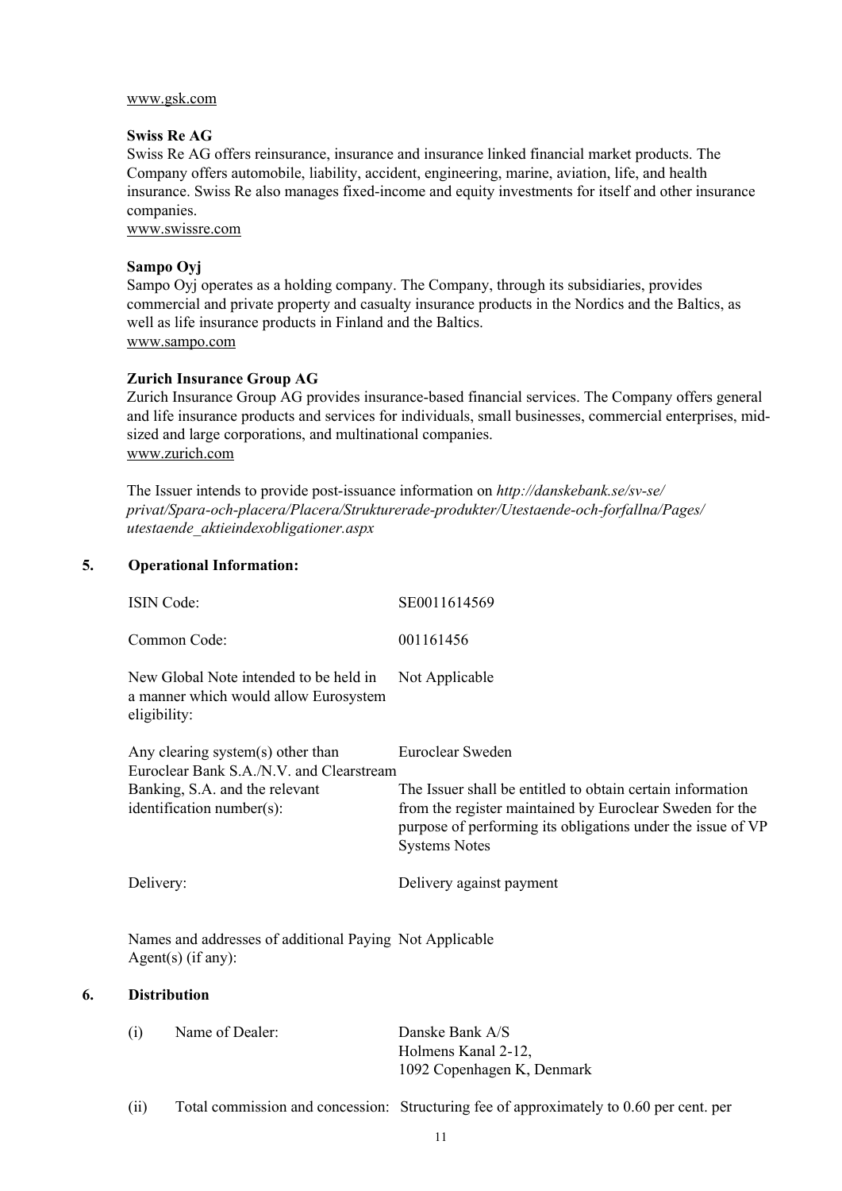www.gsk.com

**Swiss Re AG**
Swiss Re AG offers reinsurance, insurance and insurance linked financial market products. The Company offers automobile, liability, accident, engineering, marine, aviation, life, and health insurance. Swiss Re also manages fixed-income and equity investments for itself and other insurance companies.
www.swissre.com

**Sampo Oyj**
Sampo Oyj operates as a holding company. The Company, through its subsidiaries, provides commercial and private property and casualty insurance products in the Nordics and the Baltics, as well as life insurance products in Finland and the Baltics.
www.sampo.com

**Zurich Insurance Group AG**
Zurich Insurance Group AG provides insurance-based financial services. The Company offers general and life insurance products and services for individuals, small businesses, commercial enterprises, mid-sized and large corporations, and multinational companies.
www.zurich.com

The Issuer intends to provide post-issuance information on *http://danskebank.se/sv-se/privat/Spara-och-placera/Placera/Strukturerade-produkter/Utestaende-och-forfallna/Pages/utestaende_aktieindexobligationer.aspx*

## 5. Operational Information:

| | |
|---|---|
| ISIN Code: | SE0011614569 |
| Common Code: | 001161456 |
| New Global Note intended to be held in a manner which would allow Eurosystem eligibility: | Not Applicable |
| Any clearing system(s) other than Euroclear Bank S.A./N.V. and Clearstream Banking, S.A. and the relevant identification number(s): | Euroclear Sweden<br><br>The Issuer shall be entitled to obtain certain information from the register maintained by Euroclear Sweden for the purpose of performing its obligations under the issue of VP Systems Notes |
| Delivery: | Delivery against payment |
| Names and addresses of additional Paying Agent(s) (if any): | Not Applicable |

## 6. Distribution

| | | |
|---|---|---|
| (i) | Name of Dealer: | Danske Bank A/S<br>Holmens Kanal 2-12,<br>1092 Copenhagen K, Denmark |
| (ii) | Total commission and concession: | Structuring fee of approximately to 0.60 per cent. per |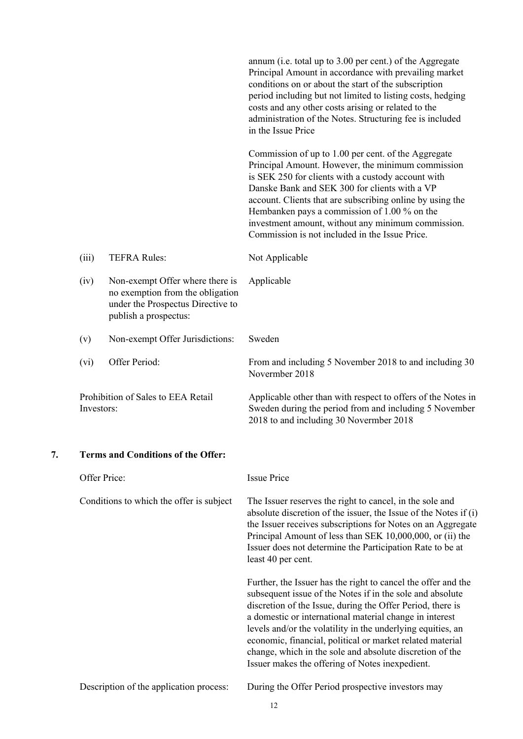annum (i.e. total up to 3.00 per cent.) of the Aggregate Principal Amount in accordance with prevailing market conditions on or about the start of the subscription period including but not limited to listing costs, hedging costs and any other costs arising or related to the administration of the Notes. Structuring fee is included in the Issue Price

Commission of up to 1.00 per cent. of the Aggregate Principal Amount. However, the minimum commission is SEK 250 for clients with a custody account with Danske Bank and SEK 300 for clients with a VP account. Clients that are subscribing online by using the Hembanken pays a commission of 1.00 % on the investment amount, without any minimum commission. Commission is not included in the Issue Price.

| | | |
|---|---|---|
| (iii) | TEFRA Rules: | Not Applicable |
| (iv) | Non-exempt Offer where there is no exemption from the obligation under the Prospectus Directive to publish a prospectus: | Applicable |
| (v) | Non-exempt Offer Jurisdictions: | Sweden |
| (vi) | Offer Period: | From and including 5 November 2018 to and including 30 Novermber 2018 |

Prohibition of Sales to EEA Retail Investors: Applicable other than with respect to offers of the Notes in Sweden during the period from and including 5 November 2018 to and including 30 Novermber 2018

## 7. Terms and Conditions of the Offer:

Offer Price: Issue Price

Conditions to which the offer is subject: The Issuer reserves the right to cancel, in the sole and absolute discretion of the issuer, the Issue of the Notes if (i) the Issuer receives subscriptions for Notes on an Aggregate Principal Amount of less than SEK 10,000,000, or (ii) the Issuer does not determine the Participation Rate to be at least 40 per cent.

Further, the Issuer has the right to cancel the offer and the subsequent issue of the Notes if in the sole and absolute discretion of the Issue, during the Offer Period, there is a domestic or international material change in interest levels and/or the volatility in the underlying equities, an economic, financial, political or market related material change, which in the sole and absolute discretion of the Issuer makes the offering of Notes inexpedient.

Description of the application process: During the Offer Period prospective investors may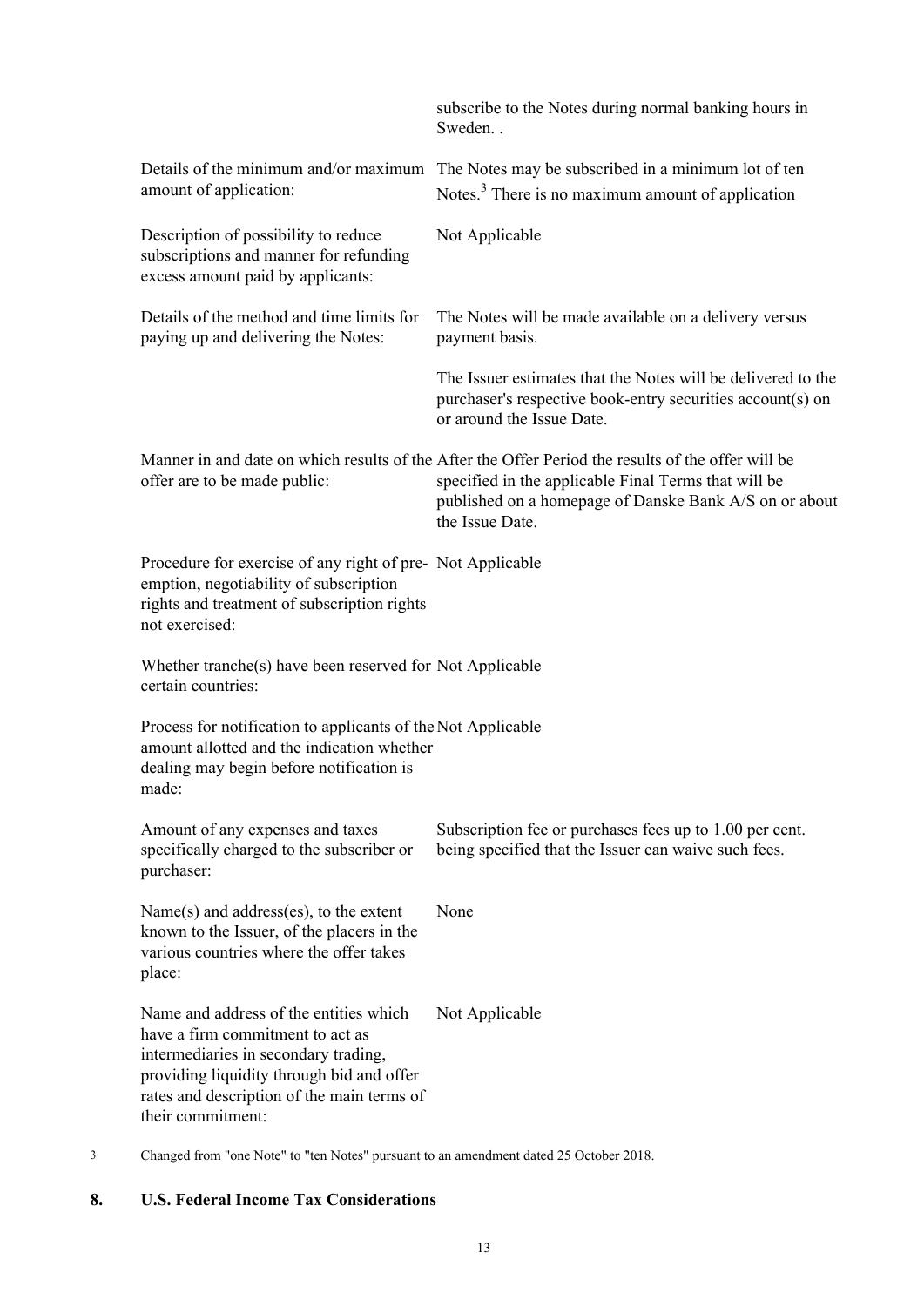| | |
|---|---|
| | subscribe to the Notes during normal banking hours in Sweden. . |
| Details of the minimum and/or maximum amount of application: | The Notes may be subscribed in a minimum lot of ten Notes.[3] There is no maximum amount of application |
| Description of possibility to reduce subscriptions and manner for refunding excess amount paid by applicants: | Not Applicable |
| Details of the method and time limits for paying up and delivering the Notes: | The Notes will be made available on a delivery versus payment basis.<br><br>The Issuer estimates that the Notes will be delivered to the purchaser's respective book-entry securities account(s) on or around the Issue Date. |
| Manner in and date on which results of the offer are to be made public: | After the Offer Period the results of the offer will be specified in the applicable Final Terms that will be published on a homepage of Danske Bank A/S on or about the Issue Date. |
| Procedure for exercise of any right of pre-emption, negotiability of subscription rights and treatment of subscription rights not exercised: | Not Applicable |
| Whether tranche(s) have been reserved for certain countries: | Not Applicable |
| Process for notification to applicants of the amount allotted and the indication whether dealing may begin before notification is made: | Not Applicable |
| Amount of any expenses and taxes specifically charged to the subscriber or purchaser: | Subscription fee or purchases fees up to 1.00 per cent. being specified that the Issuer can waive such fees. |
| Name(s) and address(es), to the extent known to the Issuer, of the placers in the various countries where the offer takes place: | None |
| Name and address of the entities which have a firm commitment to act as intermediaries in secondary trading, providing liquidity through bid and offer rates and description of the main terms of their commitment: | Not Applicable |

[3] Changed from "one Note" to "ten Notes" pursuant to an amendment dated 25 October 2018.

## 8. U.S. Federal Income Tax Considerations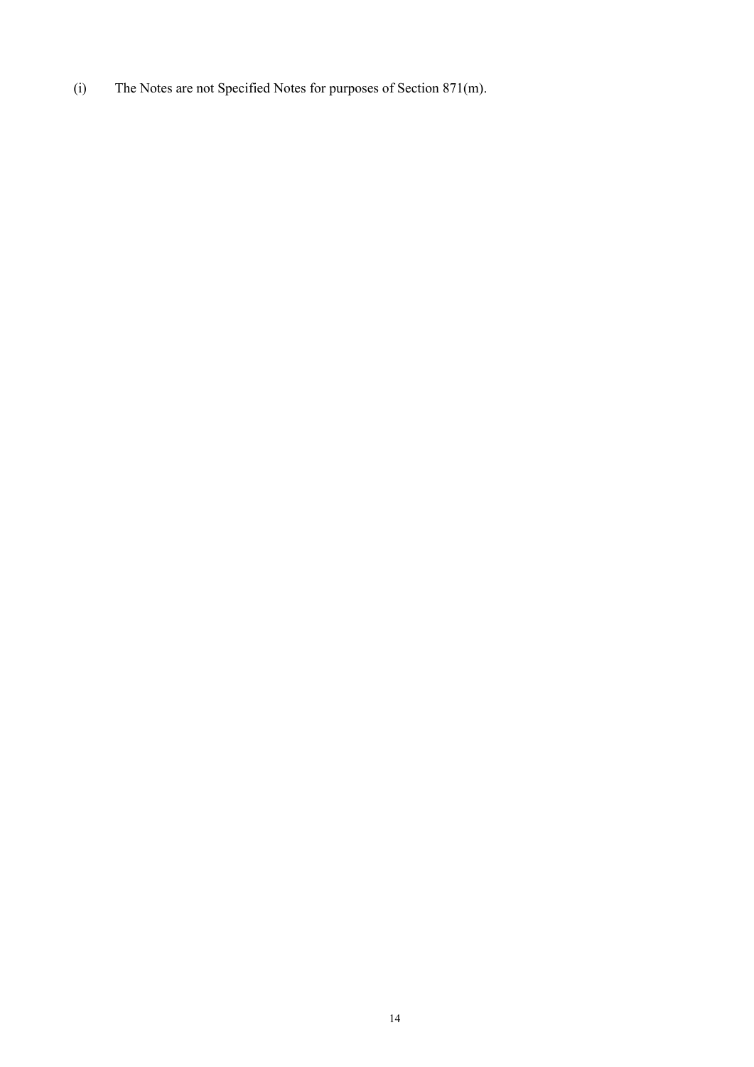(i) The Notes are not Specified Notes for purposes of Section 871(m).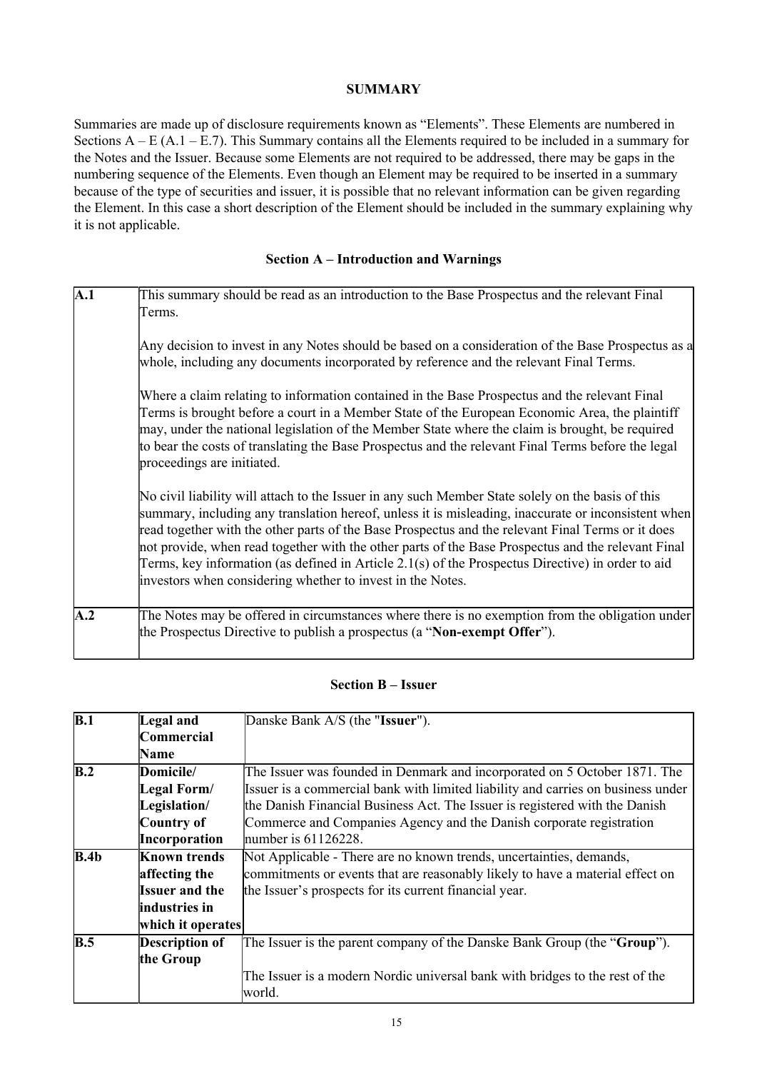# SUMMARY

Summaries are made up of disclosure requirements known as "Elements". These Elements are numbered in Sections A – E (A.1 – E.7). This Summary contains all the Elements required to be included in a summary for the Notes and the Issuer. Because some Elements are not required to be addressed, there may be gaps in the numbering sequence of the Elements. Even though an Element may be required to be inserted in a summary because of the type of securities and issuer, it is possible that no relevant information can be given regarding the Element. In this case a short description of the Element should be included in the summary explaining why it is not applicable.

## Section A – Introduction and Warnings

| | |
|---|---|
| **A.1** | This summary should be read as an introduction to the Base Prospectus and the relevant Final Terms.<br><br>Any decision to invest in any Notes should be based on a consideration of the Base Prospectus as a whole, including any documents incorporated by reference and the relevant Final Terms.<br><br>Where a claim relating to information contained in the Base Prospectus and the relevant Final Terms is brought before a court in a Member State of the European Economic Area, the plaintiff may, under the national legislation of the Member State where the claim is brought, be required to bear the costs of translating the Base Prospectus and the relevant Final Terms before the legal proceedings are initiated.<br><br>No civil liability will attach to the Issuer in any such Member State solely on the basis of this summary, including any translation hereof, unless it is misleading, inaccurate or inconsistent when read together with the other parts of the Base Prospectus and the relevant Final Terms or it does not provide, when read together with the other parts of the Base Prospectus and the relevant Final Terms, key information (as defined in Article 2.1(s) of the Prospectus Directive) in order to aid investors when considering whether to invest in the Notes. |
| **A.2** | The Notes may be offered in circumstances where there is no exemption from the obligation under the Prospectus Directive to publish a prospectus (a "**Non-exempt Offer**"). |

## Section B – Issuer

| | | |
|---|---|---|
| **B.1** | **Legal and Commercial Name** | Danske Bank A/S (the "**Issuer**"). |
| **B.2** | **Domicile/ Legal Form/ Legislation/ Country of Incorporation** | The Issuer was founded in Denmark and incorporated on 5 October 1871. The Issuer is a commercial bank with limited liability and carries on business under the Danish Financial Business Act. The Issuer is registered with the Danish Commerce and Companies Agency and the Danish corporate registration number is 61126228. |
| **B.4b** | **Known trends affecting the Issuer and the industries in which it operates** | Not Applicable - There are no known trends, uncertainties, demands, commitments or events that are reasonably likely to have a material effect on the Issuer's prospects for its current financial year. |
| **B.5** | **Description of the Group** | The Issuer is the parent company of the Danske Bank Group (the "**Group**").<br><br>The Issuer is a modern Nordic universal bank with bridges to the rest of the world. |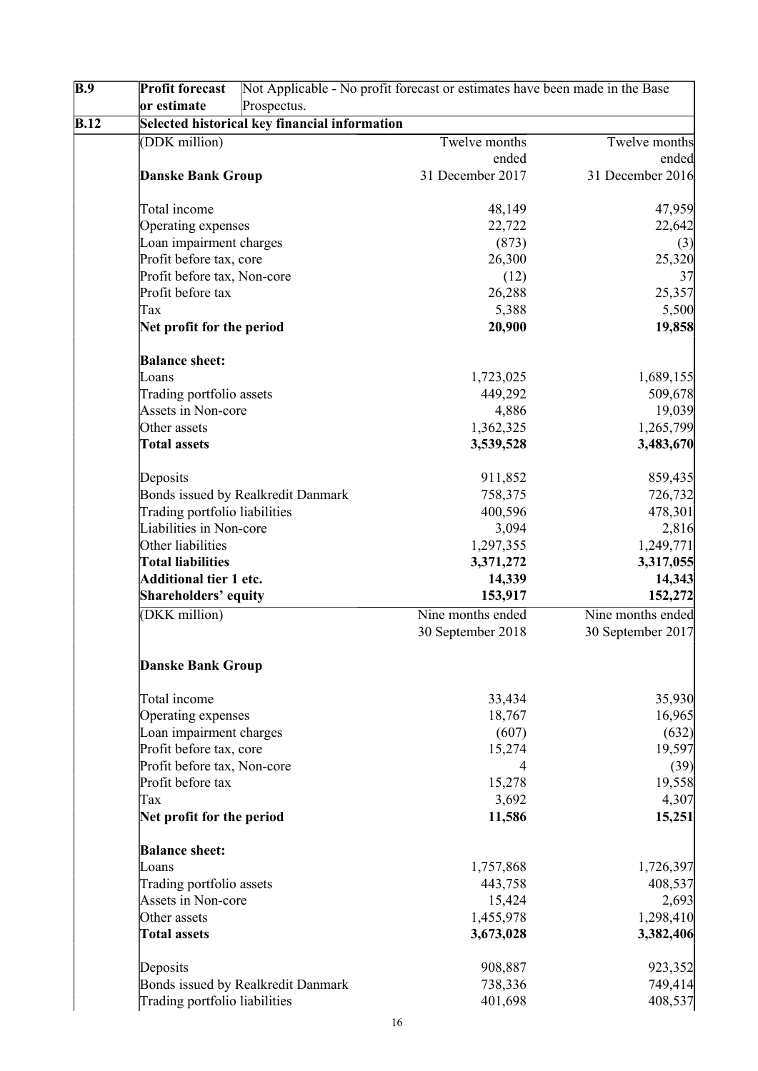| **B.9** | **Profit forecast or estimate** | Not Applicable - No profit forecast or estimates have been made in the Base Prospectus. | |
|---|---|---|---|
| **B.12** | **Selected historical key financial information** | | |
| | (DDK million) | Twelve months ended 31 December 2017 | Twelve months ended 31 December 2016 |
| | **Danske Bank Group** | | |
| | Total income | 48,149 | 47,959 |
| | Operating expenses | 22,722 | 22,642 |
| | Loan impairment charges | (873) | (3) |
| | Profit before tax, core | 26,300 | 25,320 |
| | Profit before tax, Non-core | (12) | 37 |
| | Profit before tax | 26,288 | 25,357 |
| | Tax | 5,388 | 5,500 |
| | **Net profit for the period** | **20,900** | **19,858** |
| | **Balance sheet:** | | |
| | Loans | 1,723,025 | 1,689,155 |
| | Trading portfolio assets | 449,292 | 509,678 |
| | Assets in Non-core | 4,886 | 19,039 |
| | Other assets | 1,362,325 | 1,265,799 |
| | **Total assets** | **3,539,528** | **3,483,670** |
| | Deposits | 911,852 | 859,435 |
| | Bonds issued by Realkredit Danmark | 758,375 | 726,732 |
| | Trading portfolio liabilities | 400,596 | 478,301 |
| | Liabilities in Non-core | 3,094 | 2,816 |
| | Other liabilities | 1,297,355 | 1,249,771 |
| | **Total liabilities** | **3,371,272** | **3,317,055** |
| | **Additional tier 1 etc.** | **14,339** | **14,343** |
| | **Shareholders' equity** | **153,917** | **152,272** |
| | (DKK million) | Nine months ended 30 September 2018 | Nine months ended 30 September 2017 |
| | **Danske Bank Group** | | |
| | Total income | 33,434 | 35,930 |
| | Operating expenses | 18,767 | 16,965 |
| | Loan impairment charges | (607) | (632) |
| | Profit before tax, core | 15,274 | 19,597 |
| | Profit before tax, Non-core | 4 | (39) |
| | Profit before tax | 15,278 | 19,558 |
| | Tax | 3,692 | 4,307 |
| | **Net profit for the period** | **11,586** | **15,251** |
| | **Balance sheet:** | | |
| | Loans | 1,757,868 | 1,726,397 |
| | Trading portfolio assets | 443,758 | 408,537 |
| | Assets in Non-core | 15,424 | 2,693 |
| | Other assets | 1,455,978 | 1,298,410 |
| | **Total assets** | **3,673,028** | **3,382,406** |
| | Deposits | 908,887 | 923,352 |
| | Bonds issued by Realkredit Danmark | 738,336 | 749,414 |
| | Trading portfolio liabilities | 401,698 | 408,537 |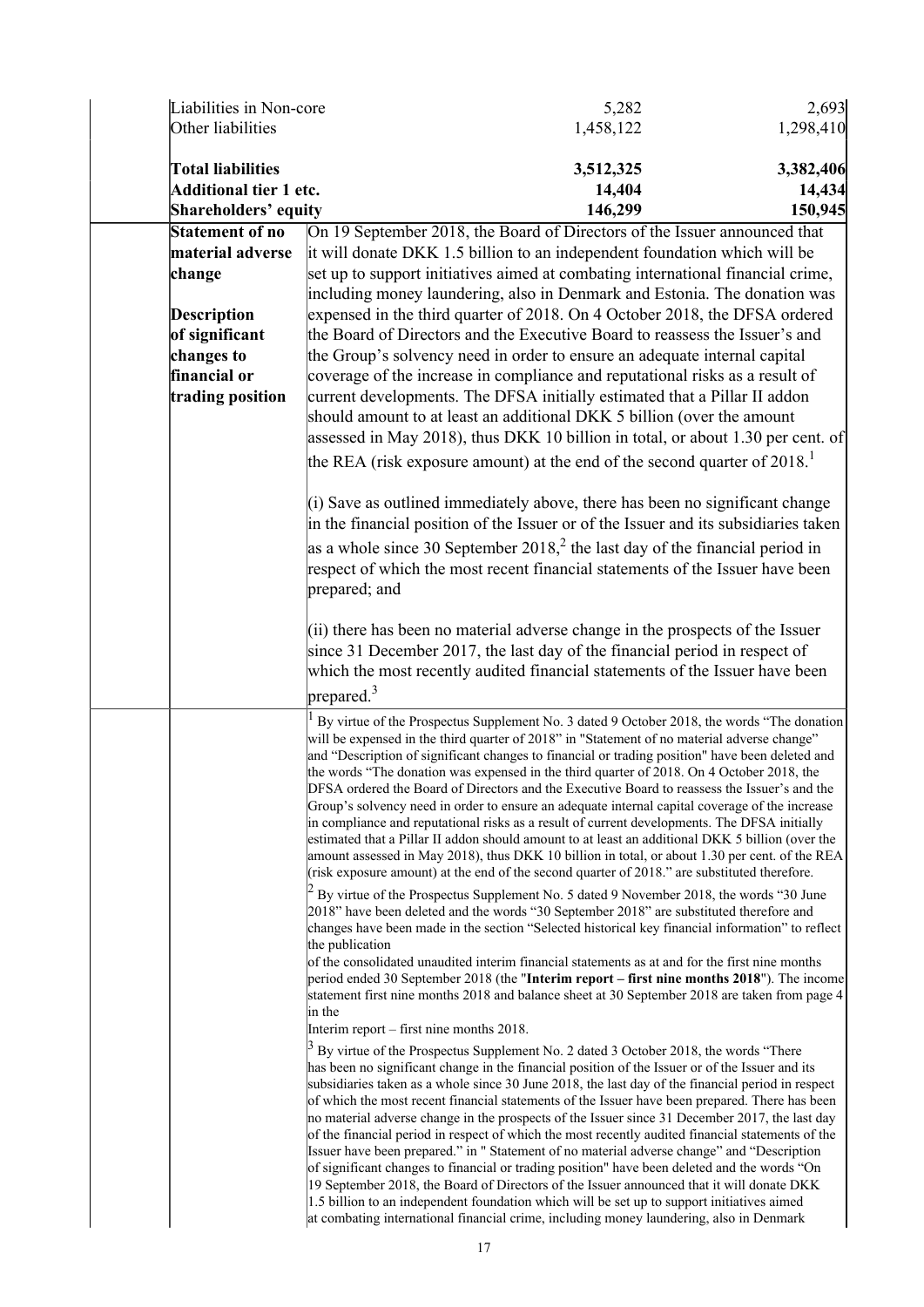| | | | |
|---|---|---|---|
| Liabilities in Non-core | | 5,282 | 2,693 |
| Other liabilities | | 1,458,122 | 1,298,410 |
| **Total liabilities** | | **3,512,325** | **3,382,406** |
| **Additional tier 1 etc.** | | **14,404** | **14,434** |
| **Shareholders' equity** | | **146,299** | **150,945** |

| | |
|---|---|
| **Statement of no material adverse change**<br><br>**Description of significant changes to financial or trading position** | On 19 September 2018, the Board of Directors of the Issuer announced that it will donate DKK 1.5 billion to an independent foundation which will be set up to support initiatives aimed at combating international financial crime, including money laundering, also in Denmark and Estonia. The donation was expensed in the third quarter of 2018. On 4 October 2018, the DFSA ordered the Board of Directors and the Executive Board to reassess the Issuer's and the Group's solvency need in order to ensure an adequate internal capital coverage of the increase in compliance and reputational risks as a result of current developments. The DFSA initially estimated that a Pillar II addon should amount to at least an additional DKK 5 billion (over the amount assessed in May 2018), thus DKK 10 billion in total, or about 1.30 per cent. of the REA (risk exposure amount) at the end of the second quarter of 2018.[1]<br><br>(i) Save as outlined immediately above, there has been no significant change in the financial position of the Issuer or of the Issuer and its subsidiaries taken as a whole since 30 September 2018,[2] the last day of the financial period in respect of which the most recent financial statements of the Issuer have been prepared; and<br><br>(ii) there has been no material adverse change in the prospects of the Issuer since 31 December 2017, the last day of the financial period in respect of which the most recently audited financial statements of the Issuer have been prepared.[3] |

[1] By virtue of the Prospectus Supplement No. 3 dated 9 October 2018, the words "The donation will be expensed in the third quarter of 2018" in "Statement of no material adverse change" and "Description of significant changes to financial or trading position" have been deleted and the words "The donation was expensed in the third quarter of 2018. On 4 October 2018, the DFSA ordered the Board of Directors and the Executive Board to reassess the Issuer's and the Group's solvency need in order to ensure an adequate internal capital coverage of the increase in compliance and reputational risks as a result of current developments. The DFSA initially estimated that a Pillar II addon should amount to at least an additional DKK 5 billion (over the amount assessed in May 2018), thus DKK 10 billion in total, or about 1.30 per cent. of the REA (risk exposure amount) at the end of the second quarter of 2018." are substituted therefore.

[2] By virtue of the Prospectus Supplement No. 5 dated 9 November 2018, the words "30 June 2018" have been deleted and the words "30 September 2018" are substituted therefore and changes have been made in the section "Selected historical key financial information" to reflect the publication of the consolidated unaudited interim financial statements as at and for the first nine months period ended 30 September 2018 (the "**Interim report – first nine months 2018**"). The income statement first nine months 2018 and balance sheet at 30 September 2018 are taken from page 4 in the Interim report – first nine months 2018.

[3] By virtue of the Prospectus Supplement No. 2 dated 3 October 2018, the words "There has been no significant change in the financial position of the Issuer or of the Issuer and its subsidiaries taken as a whole since 30 June 2018, the last day of the financial period in respect of which the most recent financial statements of the Issuer have been prepared. There has been no material adverse change in the prospects of the Issuer since 31 December 2017, the last day of the financial period in respect of which the most recently audited financial statements of the Issuer have been prepared." in " Statement of no material adverse change" and "Description of significant changes to financial or trading position" have been deleted and the words "On 19 September 2018, the Board of Directors of the Issuer announced that it will donate DKK 1.5 billion to an independent foundation which will be set up to support initiatives aimed at combating international financial crime, including money laundering, also in Denmark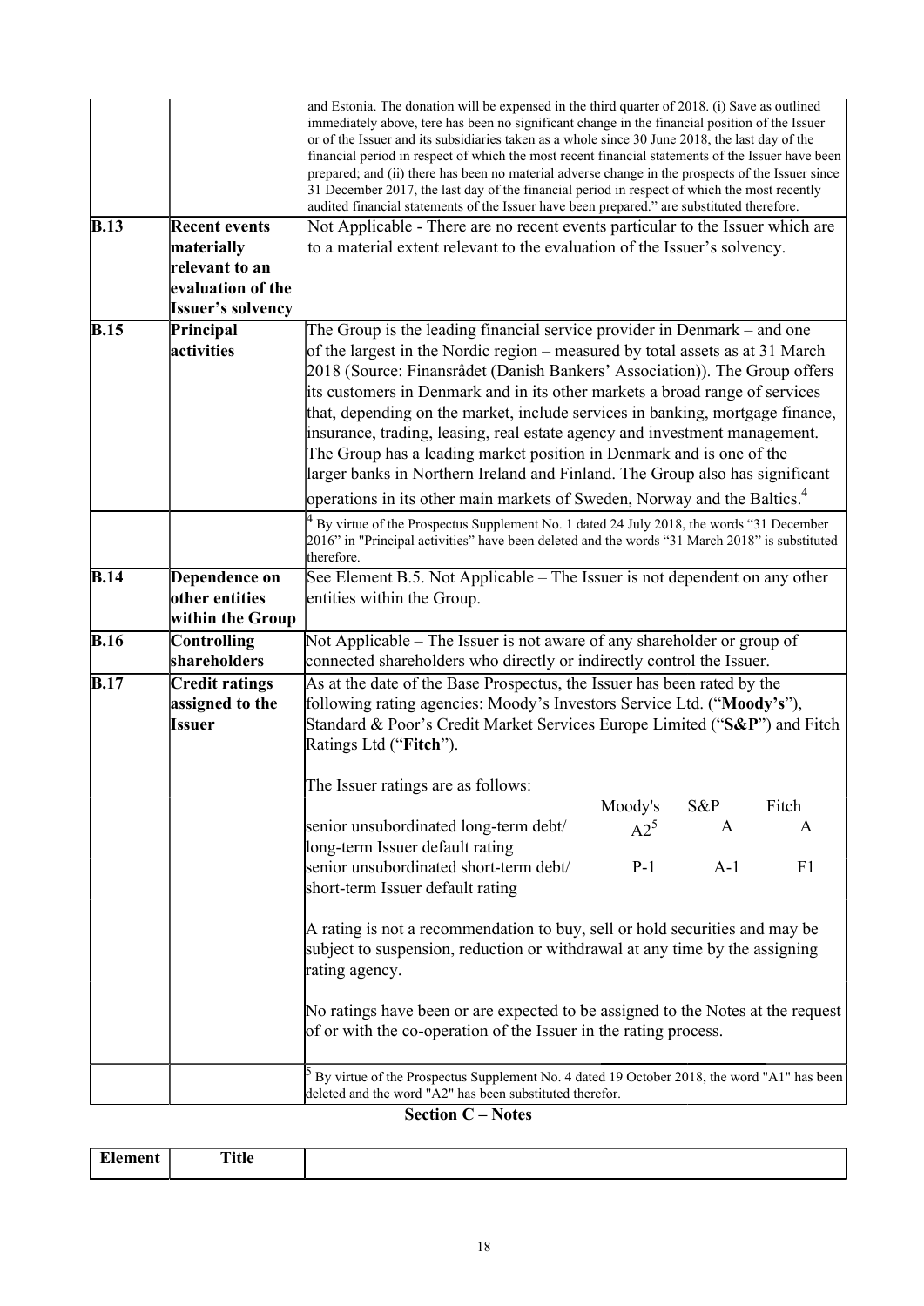| | | |
|---|---|---|
| | | and Estonia. The donation will be expensed in the third quarter of 2018. (i) Save as outlined immediately above, tere has been no significant change in the financial position of the Issuer or of the Issuer and its subsidiaries taken as a whole since 30 June 2018, the last day of the financial period in respect of which the most recent financial statements of the Issuer have been prepared; and (ii) there has been no material adverse change in the prospects of the Issuer since 31 December 2017, the last day of the financial period in respect of which the most recently audited financial statements of the Issuer have been prepared." are substituted therefore. |
| **B.13** | **Recent events materially relevant to an evaluation of the Issuer's solvency** | Not Applicable - There are no recent events particular to the Issuer which are to a material extent relevant to the evaluation of the Issuer's solvency. |
| **B.15** | **Principal activities** | The Group is the leading financial service provider in Denmark – and one of the largest in the Nordic region – measured by total assets as at 31 March 2018 (Source: Finansrådet (Danish Bankers' Association)). The Group offers its customers in Denmark and in its other markets a broad range of services that, depending on the market, include services in banking, mortgage finance, insurance, trading, leasing, real estate agency and investment management. The Group has a leading market position in Denmark and is one of the larger banks in Northern Ireland and Finland. The Group also has significant operations in its other main markets of Sweden, Norway and the Baltics.[4] |
| | | [4] By virtue of the Prospectus Supplement No. 1 dated 24 July 2018, the words "31 December 2016" in "Principal activities" have been deleted and the words "31 March 2018" is substituted therefore. |
| **B.14** | **Dependence on other entities within the Group** | See Element B.5. Not Applicable – The Issuer is not dependent on any other entities within the Group. |
| **B.16** | **Controlling shareholders** | Not Applicable – The Issuer is not aware of any shareholder or group of connected shareholders who directly or indirectly control the Issuer. |
| **B.17** | **Credit ratings assigned to the Issuer** | As at the date of the Base Prospectus, the Issuer has been rated by the following rating agencies: Moody's Investors Service Ltd. ("**Moody's**"), Standard & Poor's Credit Market Services Europe Limited ("**S&P**") and Fitch Ratings Ltd ("**Fitch**").<br><br>The Issuer ratings are as follows:<br><br>&#124; &#124; Moody's &#124; S&P &#124; Fitch &#124;<br>&#124; senior unsubordinated long-term debt/ long-term Issuer default rating &#124; A2[5] &#124; A &#124; A &#124;<br>&#124; senior unsubordinated short-term debt/ short-term Issuer default rating &#124; P-1 &#124; A-1 &#124; F1 &#124;<br><br>A rating is not a recommendation to buy, sell or hold securities and may be subject to suspension, reduction or withdrawal at any time by the assigning rating agency.<br><br>No ratings have been or are expected to be assigned to the Notes at the request of or with the co-operation of the Issuer in the rating process. |
| | | [5] By virtue of the Prospectus Supplement No. 4 dated 19 October 2018, the word "A1" has been deleted and the word "A2" has been substituted therefor. |

**Section C – Notes**

| Element | Title | |
|---|---|---|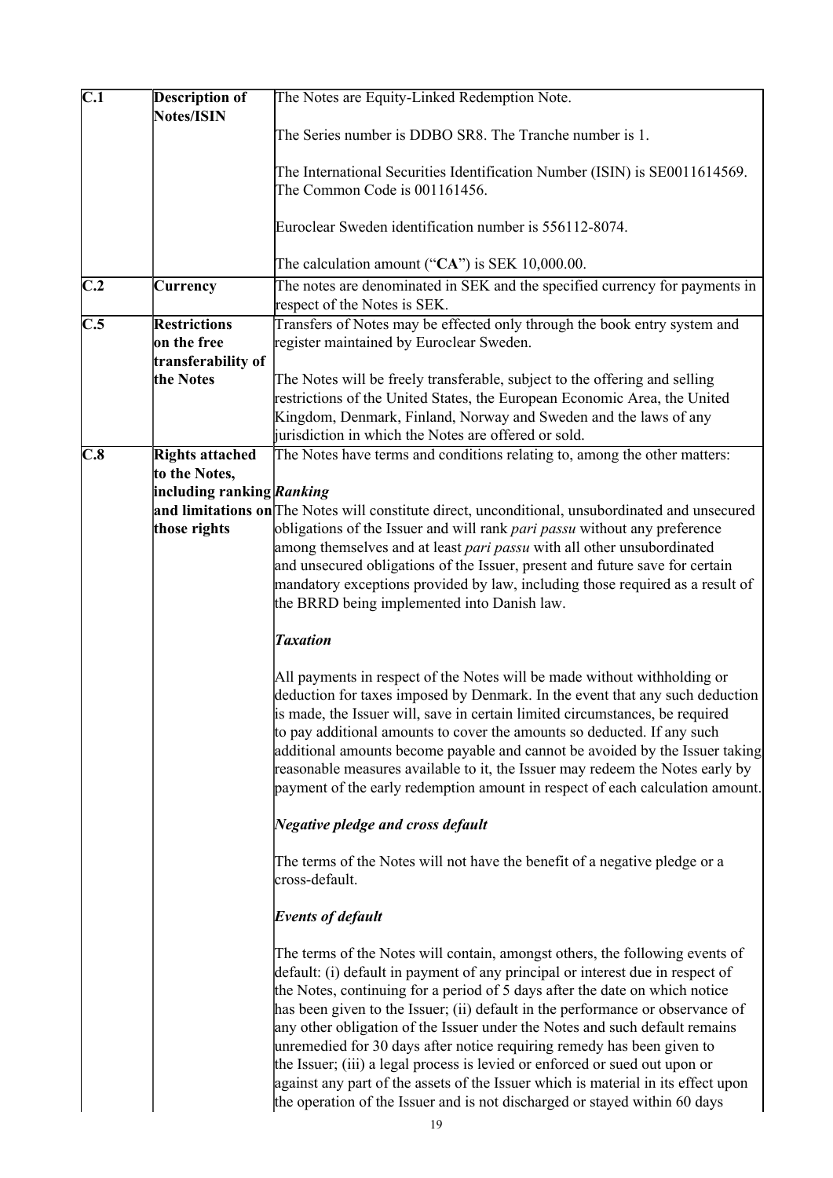| | | |
|---|---|---|
| **C.1** | **Description of Notes/ISIN** | The Notes are Equity-Linked Redemption Note.<br><br>The Series number is DDBO SR8. The Tranche number is 1.<br><br>The International Securities Identification Number (ISIN) is SE0011614569. The Common Code is 001161456.<br><br>Euroclear Sweden identification number is 556112-8074.<br><br>The calculation amount ("**CA**") is SEK 10,000.00. |
| **C.2** | **Currency** | The notes are denominated in SEK and the specified currency for payments in respect of the Notes is SEK. |
| **C.5** | **Restrictions on the free transferability of the Notes** | Transfers of Notes may be effected only through the book entry system and register maintained by Euroclear Sweden.<br><br>The Notes will be freely transferable, subject to the offering and selling restrictions of the United States, the European Economic Area, the United Kingdom, Denmark, Finland, Norway and Sweden and the laws of any jurisdiction in which the Notes are offered or sold. |
| **C.8** | **Rights attached to the Notes, including ranking and limitations on those rights** | The Notes have terms and conditions relating to, among the other matters:<br><br>***Ranking***<br><br>The Notes will constitute direct, unconditional, unsubordinated and unsecured obligations of the Issuer and will rank *pari passu* without any preference among themselves and at least *pari passu* with all other unsubordinated and unsecured obligations of the Issuer, present and future save for certain mandatory exceptions provided by law, including those required as a result of the BRRD being implemented into Danish law.<br><br>***Taxation***<br><br>All payments in respect of the Notes will be made without withholding or deduction for taxes imposed by Denmark. In the event that any such deduction is made, the Issuer will, save in certain limited circumstances, be required to pay additional amounts to cover the amounts so deducted. If any such additional amounts become payable and cannot be avoided by the Issuer taking reasonable measures available to it, the Issuer may redeem the Notes early by payment of the early redemption amount in respect of each calculation amount.<br><br>***Negative pledge and cross default***<br><br>The terms of the Notes will not have the benefit of a negative pledge or a cross-default.<br><br>***Events of default***<br><br>The terms of the Notes will contain, amongst others, the following events of default: (i) default in payment of any principal or interest due in respect of the Notes, continuing for a period of 5 days after the date on which notice has been given to the Issuer; (ii) default in the performance or observance of any other obligation of the Issuer under the Notes and such default remains unremedied for 30 days after notice requiring remedy has been given to the Issuer; (iii) a legal process is levied or enforced or sued out upon or against any part of the assets of the Issuer which is material in its effect upon the operation of the Issuer and is not discharged or stayed within 60 days |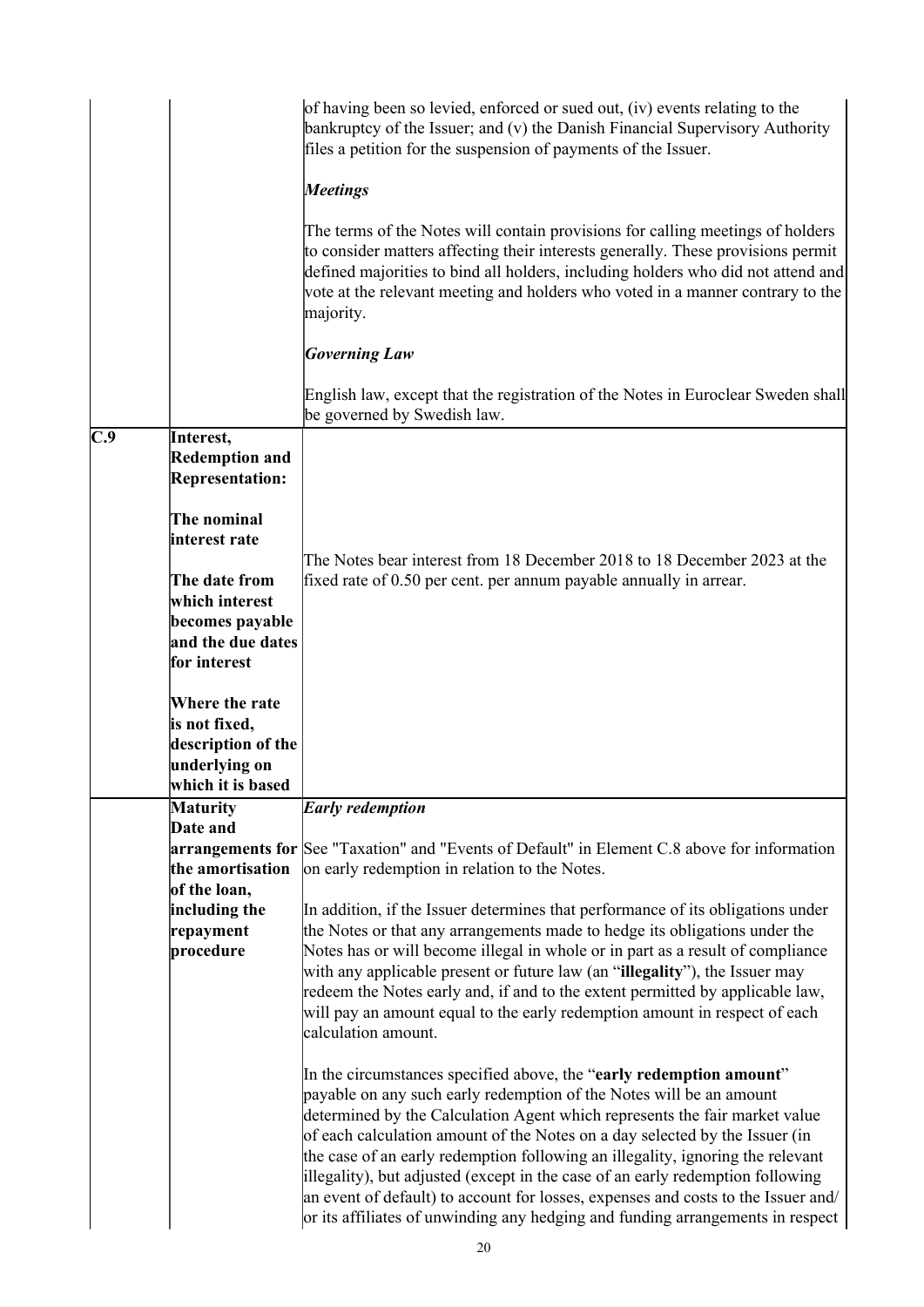| | | |
|---|---|---|
| | | of having been so levied, enforced or sued out, (iv) events relating to the bankruptcy of the Issuer; and (v) the Danish Financial Supervisory Authority files a petition for the suspension of payments of the Issuer.<br><br>***Meetings***<br><br>The terms of the Notes will contain provisions for calling meetings of holders to consider matters affecting their interests generally. These provisions permit defined majorities to bind all holders, including holders who did not attend and vote at the relevant meeting and holders who voted in a manner contrary to the majority.<br><br>***Governing Law***<br><br>English law, except that the registration of the Notes in Euroclear Sweden shall be governed by Swedish law. |
| **C.9** | **Interest, Redemption and Representation:**<br><br>**The nominal interest rate**<br><br>**The date from which interest becomes payable and the due dates for interest**<br><br>**Where the rate is not fixed, description of the underlying on which it is based** | The Notes bear interest from 18 December 2018 to 18 December 2023 at the fixed rate of 0.50 per cent. per annum payable annually in arrear. |
| | **Maturity Date and arrangements for the amortisation of the loan, including the repayment procedure** | ***Early redemption***<br><br>See "Taxation" and "Events of Default" in Element C.8 above for information on early redemption in relation to the Notes.<br><br>In addition, if the Issuer determines that performance of its obligations under the Notes or that any arrangements made to hedge its obligations under the Notes has or will become illegal in whole or in part as a result of compliance with any applicable present or future law (an "**illegality**"), the Issuer may redeem the Notes early and, if and to the extent permitted by applicable law, will pay an amount equal to the early redemption amount in respect of each calculation amount.<br><br>In the circumstances specified above, the "**early redemption amount**" payable on any such early redemption of the Notes will be an amount determined by the Calculation Agent which represents the fair market value of each calculation amount of the Notes on a day selected by the Issuer (in the case of an early redemption following an illegality, ignoring the relevant illegality), but adjusted (except in the case of an early redemption following an event of default) to account for losses, expenses and costs to the Issuer and/or its affiliates of unwinding any hedging and funding arrangements in respect |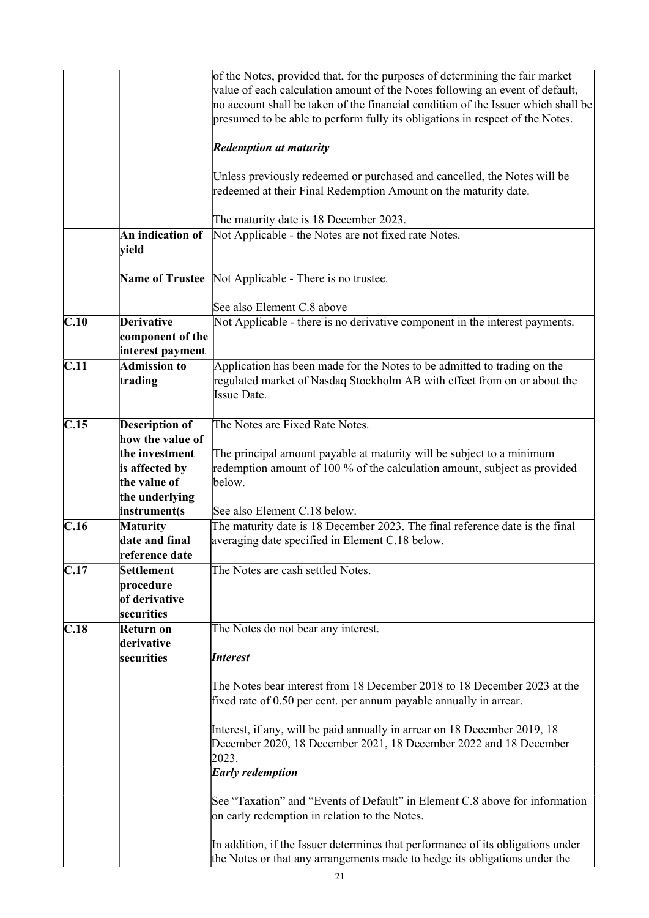| | | |
|---|---|---|
| | | of the Notes, provided that, for the purposes of determining the fair market value of each calculation amount of the Notes following an event of default, no account shall be taken of the financial condition of the Issuer which shall be presumed to be able to perform fully its obligations in respect of the Notes.<br><br>***Redemption at maturity***<br><br>Unless previously redeemed or purchased and cancelled, the Notes will be redeemed at their Final Redemption Amount on the maturity date.<br><br>The maturity date is 18 December 2023. |
| | **An indication of yield**<br><br>**Name of Trustee** | Not Applicable - the Notes are not fixed rate Notes.<br><br>Not Applicable - There is no trustee.<br><br>See also Element C.8 above |
| **C.10** | **Derivative component of the interest payment** | Not Applicable - there is no derivative component in the interest payments. |
| **C.11** | **Admission to trading** | Application has been made for the Notes to be admitted to trading on the regulated market of Nasdaq Stockholm AB with effect from on or about the Issue Date. |
| **C.15** | **Description of how the value of the investment is affected by the value of the underlying instrument(s** | The Notes are Fixed Rate Notes.<br><br>The principal amount payable at maturity will be subject to a minimum redemption amount of 100 % of the calculation amount, subject as provided below.<br><br>See also Element C.18 below. |
| **C.16** | **Maturity date and final reference date** | The maturity date is 18 December 2023. The final reference date is the final averaging date specified in Element C.18 below. |
| **C.17** | **Settlement procedure of derivative securities** | The Notes are cash settled Notes. |
| **C.18** | **Return on derivative securities** | The Notes do not bear any interest.<br><br>***Interest***<br><br>The Notes bear interest from 18 December 2018 to 18 December 2023 at the fixed rate of 0.50 per cent. per annum payable annually in arrear.<br><br>Interest, if any, will be paid annually in arrear on 18 December 2019, 18 December 2020, 18 December 2021, 18 December 2022 and 18 December 2023.<br>***Early redemption***<br><br>See "Taxation" and "Events of Default" in Element C.8 above for information on early redemption in relation to the Notes.<br><br>In addition, if the Issuer determines that performance of its obligations under the Notes or that any arrangements made to hedge its obligations under the |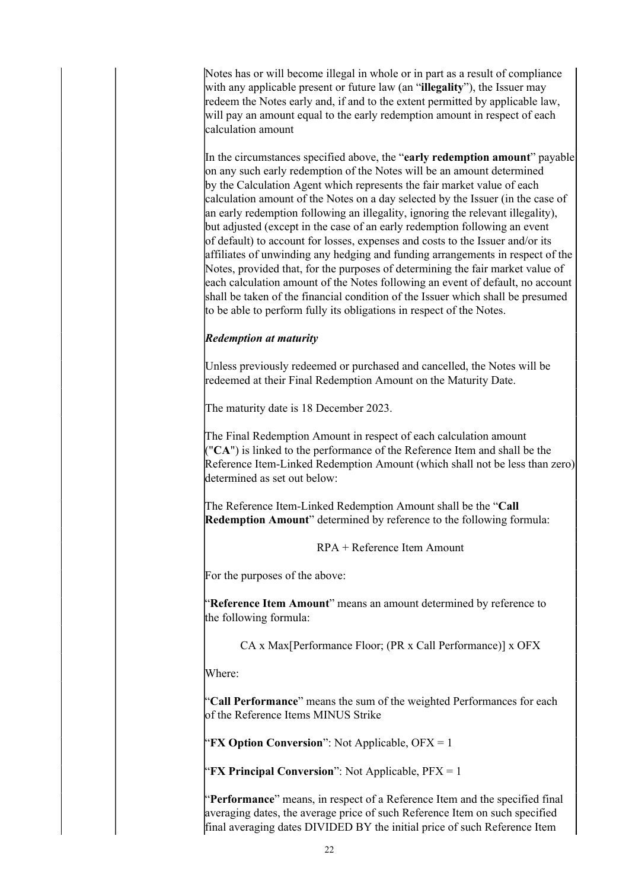Notes has or will become illegal in whole or in part as a result of compliance with any applicable present or future law (an "**illegality**"), the Issuer may redeem the Notes early and, if and to the extent permitted by applicable law, will pay an amount equal to the early redemption amount in respect of each calculation amount

In the circumstances specified above, the "**early redemption amount**" payable on any such early redemption of the Notes will be an amount determined by the Calculation Agent which represents the fair market value of each calculation amount of the Notes on a day selected by the Issuer (in the case of an early redemption following an illegality, ignoring the relevant illegality), but adjusted (except in the case of an early redemption following an event of default) to account for losses, expenses and costs to the Issuer and/or its affiliates of unwinding any hedging and funding arrangements in respect of the Notes, provided that, for the purposes of determining the fair market value of each calculation amount of the Notes following an event of default, no account shall be taken of the financial condition of the Issuer which shall be presumed to be able to perform fully its obligations in respect of the Notes.

***Redemption at maturity***

Unless previously redeemed or purchased and cancelled, the Notes will be redeemed at their Final Redemption Amount on the Maturity Date.

The maturity date is 18 December 2023.

The Final Redemption Amount in respect of each calculation amount ("**CA**") is linked to the performance of the Reference Item and shall be the Reference Item-Linked Redemption Amount (which shall not be less than zero) determined as set out below:

The Reference Item-Linked Redemption Amount shall be the "**Call Redemption Amount**" determined by reference to the following formula:

$$\text{RPA} + \text{Reference Item Amount}$$

For the purposes of the above:

"**Reference Item Amount**" means an amount determined by reference to the following formula:

$$\text{CA} \times \text{Max}[\text{Performance Floor}; (\text{PR} \times \text{Call Performance})] \times \text{OFX}$$

Where:

"**Call Performance**" means the sum of the weighted Performances for each of the Reference Items MINUS Strike

"**FX Option Conversion**": Not Applicable, OFX = 1

"**FX Principal Conversion**": Not Applicable, PFX = 1

"**Performance**" means, in respect of a Reference Item and the specified final averaging dates, the average price of such Reference Item on such specified final averaging dates DIVIDED BY the initial price of such Reference Item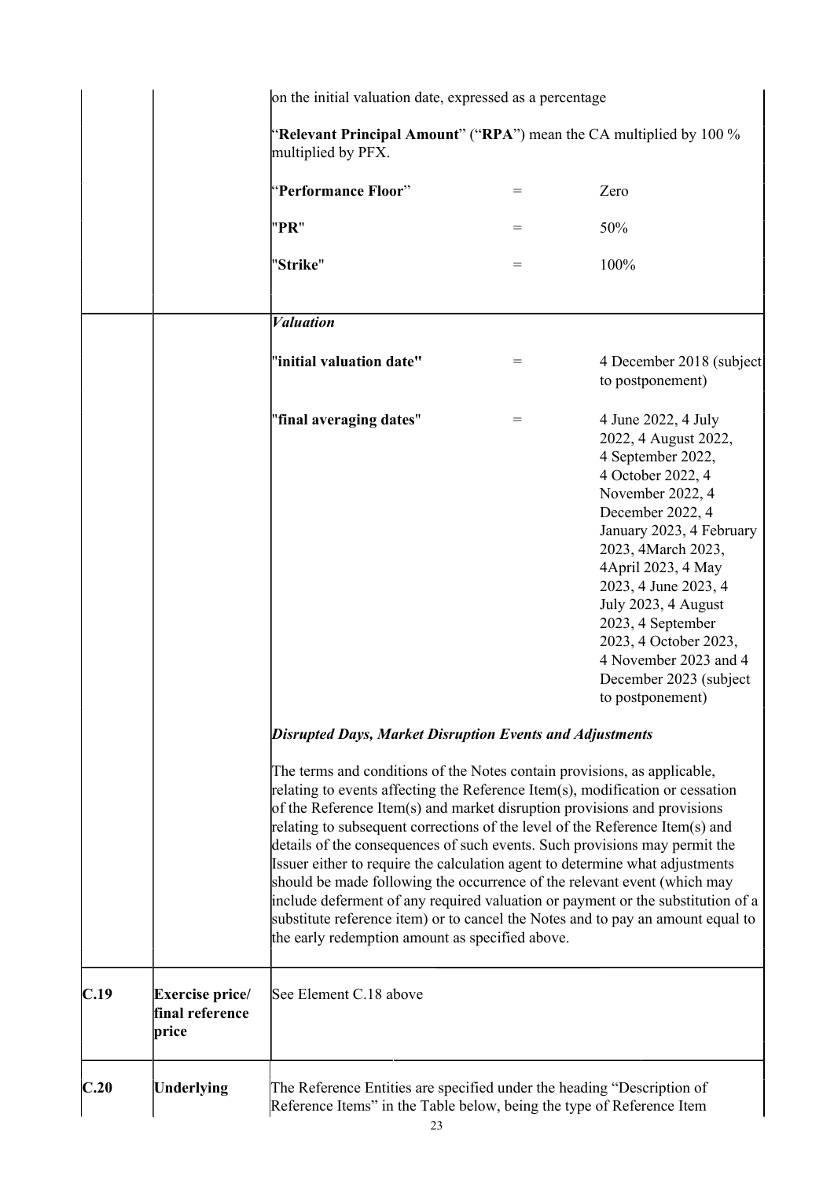| | | on the initial valuation date, expressed as a percentage<br><br>"**Relevant Principal Amount**" ("**RPA**") mean the CA multiplied by 100 % multiplied by PFX.<br><br>"**Performance Floor**" = Zero<br><br>"**PR**" = 50%<br><br>"**Strike**" = 100% |
|---|---|---|
| | | ***Valuation***<br><br>"**initial valuation date"** = 4 December 2018 (subject to postponement)<br><br>"**final averaging dates**" = 4 June 2022, 4 July 2022, 4 August 2022, 4 September 2022, 4 October 2022, 4 November 2022, 4 December 2022, 4 January 2023, 4 February 2023, 4March 2023, 4April 2023, 4 May 2023, 4 June 2023, 4 July 2023, 4 August 2023, 4 September 2023, 4 October 2023, 4 November 2023 and 4 December 2023 (subject to postponement)<br><br>***Disrupted Days, Market Disruption Events and Adjustments***<br><br>The terms and conditions of the Notes contain provisions, as applicable, relating to events affecting the Reference Item(s), modification or cessation of the Reference Item(s) and market disruption provisions and provisions relating to subsequent corrections of the level of the Reference Item(s) and details of the consequences of such events. Such provisions may permit the Issuer either to require the calculation agent to determine what adjustments should be made following the occurrence of the relevant event (which may include deferment of any required valuation or payment or the substitution of a substitute reference item) or to cancel the Notes and to pay an amount equal to the early redemption amount as specified above. |
| **C.19** | **Exercise price/ final reference price** | See Element C.18 above |
| **C.20** | **Underlying** | The Reference Entities are specified under the heading "Description of Reference Items" in the Table below, being the type of Reference Item |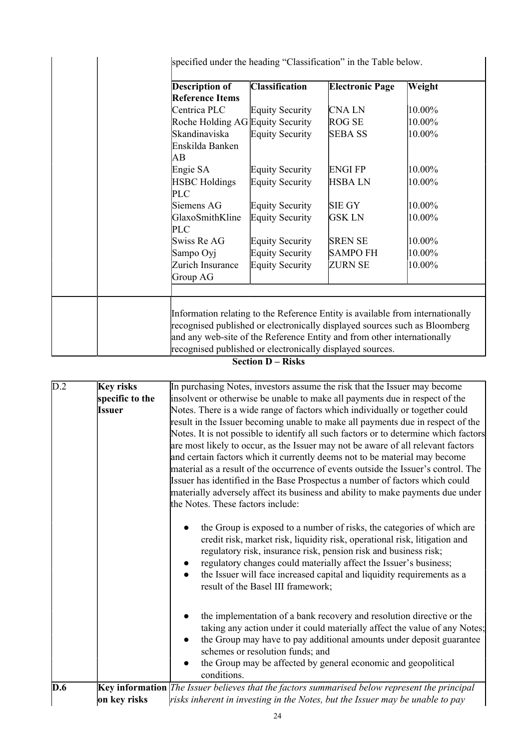specified under the heading "Classification" in the Table below.

| Description of Reference Items | Classification | Electronic Page | Weight |
|---|---|---|---|
| Centrica PLC | Equity Security | CNA LN | 10.00% |
| Roche Holding AG | Equity Security | ROG SE | 10.00% |
| Skandinaviska Enskilda Banken AB | Equity Security | SEBA SS | 10.00% |
| Engie SA | Equity Security | ENGI FP | 10.00% |
| HSBC Holdings PLC | Equity Security | HSBA LN | 10.00% |
| Siemens AG | Equity Security | SIE GY | 10.00% |
| GlaxoSmithKline PLC | Equity Security | GSK LN | 10.00% |
| Swiss Re AG | Equity Security | SREN SE | 10.00% |
| Sampo Oyj | Equity Security | SAMPO FH | 10.00% |
| Zurich Insurance Group AG | Equity Security | ZURN SE | 10.00% |

Information relating to the Reference Entity is available from internationally recognised published or electronically displayed sources such as Bloomberg and any web-site of the Reference Entity and from other internationally recognised published or electronically displayed sources.

## Section D – Risks

| | | |
|---|---|---|
| D.2 | **Key risks specific to the Issuer** | In purchasing Notes, investors assume the risk that the Issuer may become insolvent or otherwise be unable to make all payments due in respect of the Notes. There is a wide range of factors which individually or together could result in the Issuer becoming unable to make all payments due in respect of the Notes. It is not possible to identify all such factors or to determine which factors are most likely to occur, as the Issuer may not be aware of all relevant factors and certain factors which it currently deems not to be material may become material as a result of the occurrence of events outside the Issuer's control. The Issuer has identified in the Base Prospectus a number of factors which could materially adversely affect its business and ability to make payments due under the Notes. These factors include:<br><br>● the Group is exposed to a number of risks, the categories of which are credit risk, market risk, liquidity risk, operational risk, litigation and regulatory risk, insurance risk, pension risk and business risk;<br>● regulatory changes could materially affect the Issuer's business;<br>● the Issuer will face increased capital and liquidity requirements as a result of the Basel III framework;<br><br>● the implementation of a bank recovery and resolution directive or the taking any action under it could materially affect the value of any Notes;<br>● the Group may have to pay additional amounts under deposit guarantee schemes or resolution funds; and<br>● the Group may be affected by general economic and geopolitical conditions. |
| **D.6** | **Key information on key risks** | *The Issuer believes that the factors summarised below represent the principal risks inherent in investing in the Notes, but the Issuer may be unable to pay* |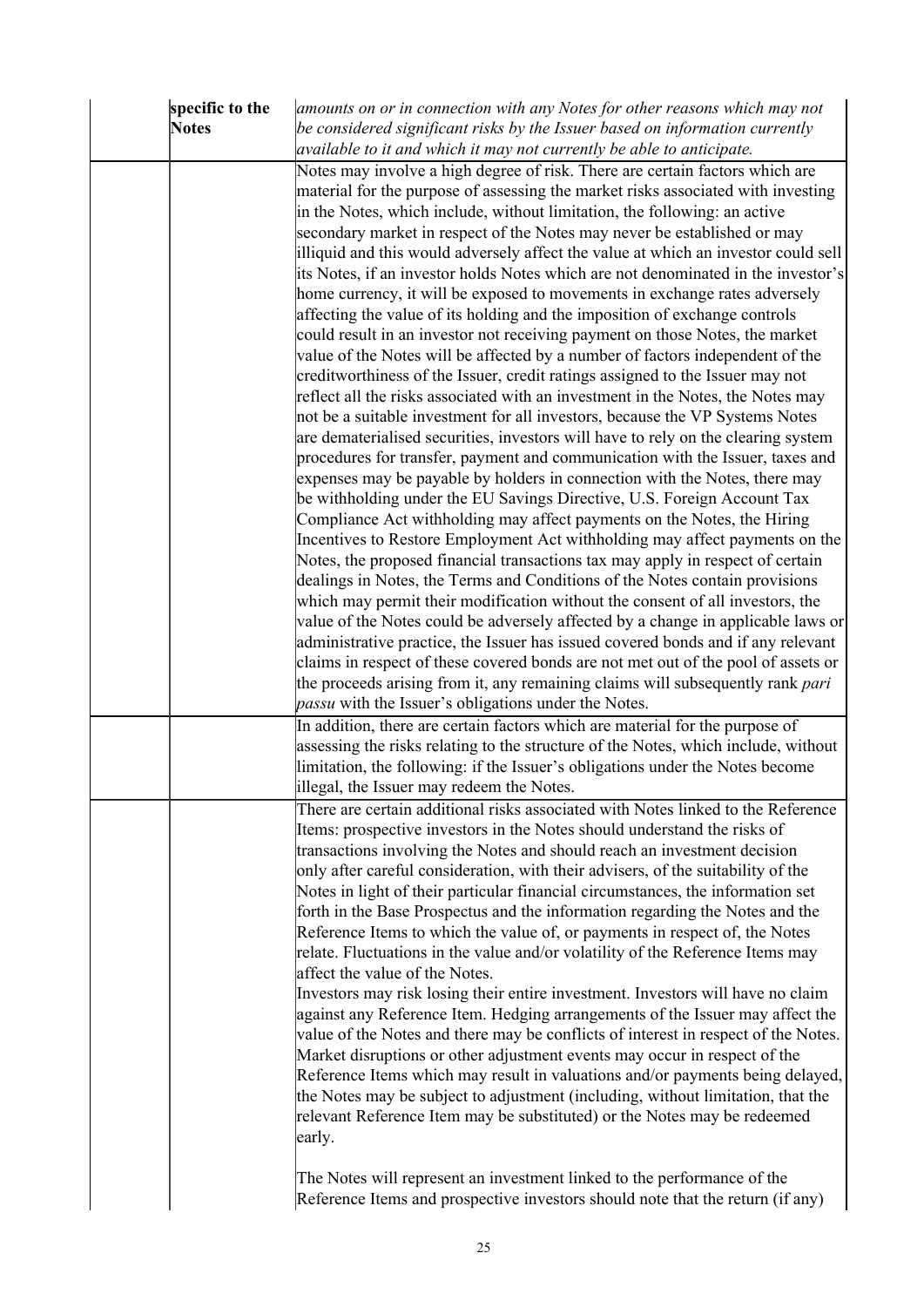| | | |
|---|---|---|
| | **specific to the Notes** | *amounts on or in connection with any Notes for other reasons which may not be considered significant risks by the Issuer based on information currently available to it and which it may not currently be able to anticipate.* |
| | | Notes may involve a high degree of risk. There are certain factors which are material for the purpose of assessing the market risks associated with investing in the Notes, which include, without limitation, the following: an active secondary market in respect of the Notes may never be established or may illiquid and this would adversely affect the value at which an investor could sell its Notes, if an investor holds Notes which are not denominated in the investor's home currency, it will be exposed to movements in exchange rates adversely affecting the value of its holding and the imposition of exchange controls could result in an investor not receiving payment on those Notes, the market value of the Notes will be affected by a number of factors independent of the creditworthiness of the Issuer, credit ratings assigned to the Issuer may not reflect all the risks associated with an investment in the Notes, the Notes may not be a suitable investment for all investors, because the VP Systems Notes are dematerialised securities, investors will have to rely on the clearing system procedures for transfer, payment and communication with the Issuer, taxes and expenses may be payable by holders in connection with the Notes, there may be withholding under the EU Savings Directive, U.S. Foreign Account Tax Compliance Act withholding may affect payments on the Notes, the Hiring Incentives to Restore Employment Act withholding may affect payments on the Notes, the proposed financial transactions tax may apply in respect of certain dealings in Notes, the Terms and Conditions of the Notes contain provisions which may permit their modification without the consent of all investors, the value of the Notes could be adversely affected by a change in applicable laws or administrative practice, the Issuer has issued covered bonds and if any relevant claims in respect of these covered bonds are not met out of the pool of assets or the proceeds arising from it, any remaining claims will subsequently rank *pari passu* with the Issuer's obligations under the Notes. |
| | | In addition, there are certain factors which are material for the purpose of assessing the risks relating to the structure of the Notes, which include, without limitation, the following: if the Issuer's obligations under the Notes become illegal, the Issuer may redeem the Notes. |
| | | There are certain additional risks associated with Notes linked to the Reference Items: prospective investors in the Notes should understand the risks of transactions involving the Notes and should reach an investment decision only after careful consideration, with their advisers, of the suitability of the Notes in light of their particular financial circumstances, the information set forth in the Base Prospectus and the information regarding the Notes and the Reference Items to which the value of, or payments in respect of, the Notes relate. Fluctuations in the value and/or volatility of the Reference Items may affect the value of the Notes.<br>Investors may risk losing their entire investment. Investors will have no claim against any Reference Item. Hedging arrangements of the Issuer may affect the value of the Notes and there may be conflicts of interest in respect of the Notes. Market disruptions or other adjustment events may occur in respect of the Reference Items which may result in valuations and/or payments being delayed, the Notes may be subject to adjustment (including, without limitation, that the relevant Reference Item may be substituted) or the Notes may be redeemed early.<br><br>The Notes will represent an investment linked to the performance of the Reference Items and prospective investors should note that the return (if any) |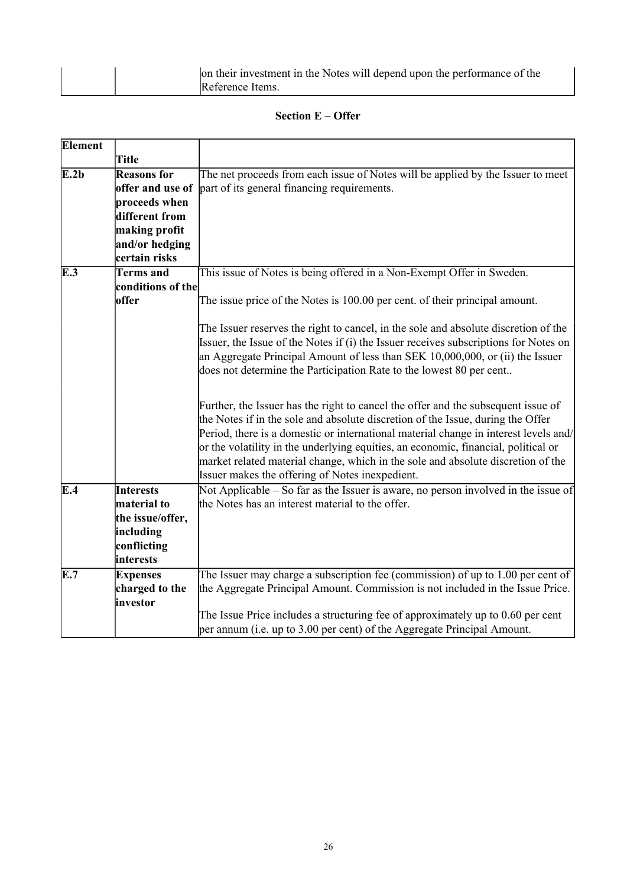| | | on their investment in the Notes will depend upon the performance of the Reference Items. |
|---|---|---|

## Section E – Offer

| Element | Title | |
|---|---|---|
| E.2b | **Reasons for offer and use of proceeds when different from making profit and/or hedging certain risks** | The net proceeds from each issue of Notes will be applied by the Issuer to meet part of its general financing requirements. |
| E.3 | **Terms and conditions of the offer** | This issue of Notes is being offered in a Non-Exempt Offer in Sweden.<br><br>The issue price of the Notes is 100.00 per cent. of their principal amount.<br><br>The Issuer reserves the right to cancel, in the sole and absolute discretion of the Issuer, the Issue of the Notes if (i) the Issuer receives subscriptions for Notes on an Aggregate Principal Amount of less than SEK 10,000,000, or (ii) the Issuer does not determine the Participation Rate to the lowest 80 per cent..<br><br>Further, the Issuer has the right to cancel the offer and the subsequent issue of the Notes if in the sole and absolute discretion of the Issue, during the Offer Period, there is a domestic or international material change in interest levels and/or the volatility in the underlying equities, an economic, financial, political or market related material change, which in the sole and absolute discretion of the Issuer makes the offering of Notes inexpedient. |
| E.4 | **Interests material to the issue/offer, including conflicting interests** | Not Applicable – So far as the Issuer is aware, no person involved in the issue of the Notes has an interest material to the offer. |
| E.7 | **Expenses charged to the investor** | The Issuer may charge a subscription fee (commission) of up to 1.00 per cent of the Aggregate Principal Amount. Commission is not included in the Issue Price.<br><br>The Issue Price includes a structuring fee of approximately up to 0.60 per cent per annum (i.e. up to 3.00 per cent) of the Aggregate Principal Amount. |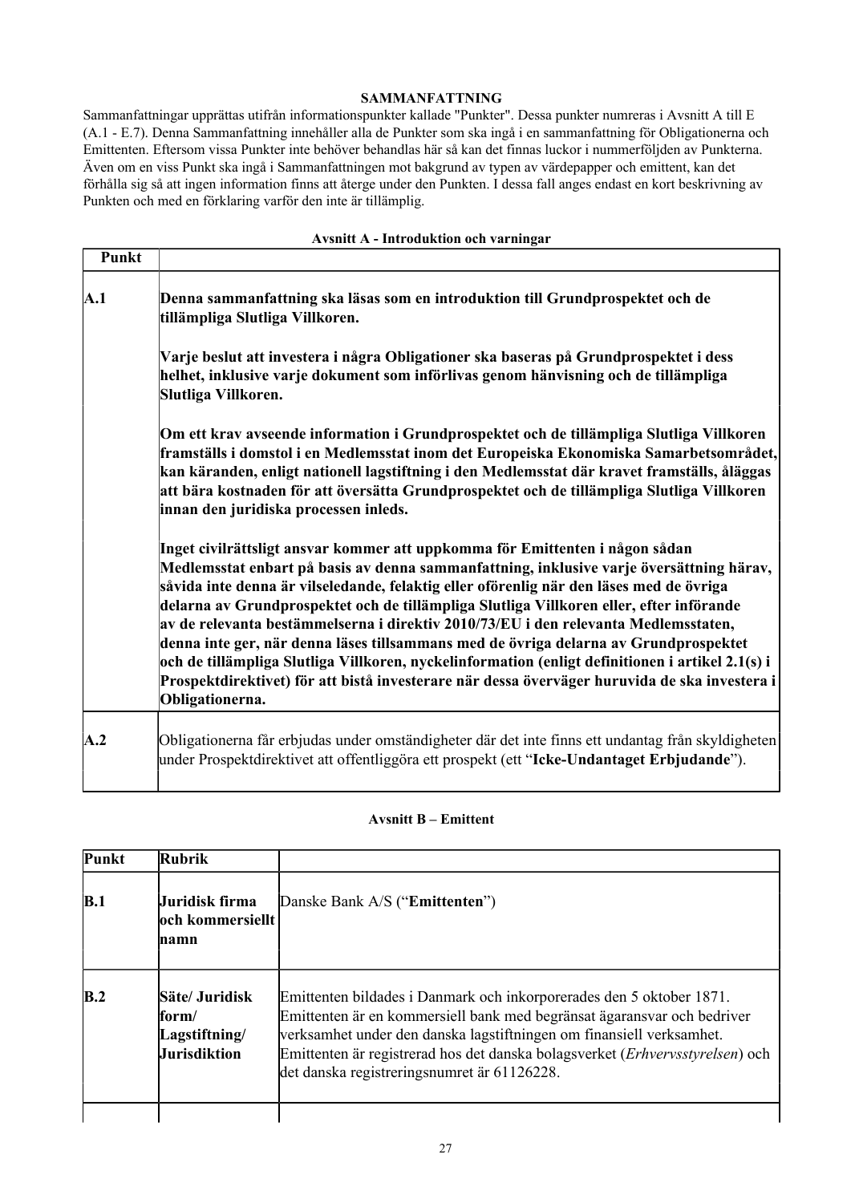**SAMMANFATTNING**

Sammanfattningar upprättas utifrån informationspunkter kallade "Punkter". Dessa punkter numreras i Avsnitt A till E (A.1 - E.7). Denna Sammanfattning innehåller alla de Punkter som ska ingå i en sammanfattning för Obligationerna och Emittenten. Eftersom vissa Punkter inte behöver behandlas här så kan det finnas luckor i nummerföljden av Punkterna. Även om en viss Punkt ska ingå i Sammanfattningen mot bakgrund av typen av värdepapper och emittent, kan det förhålla sig så att ingen information finns att återge under den Punkten. I dessa fall anges endast en kort beskrivning av Punkten och med en förklaring varför den inte är tillämplig.

**Avsnitt A - Introduktion och varningar**

| Punkt | |
|---|---|
| A.1 | **Denna sammanfattning ska läsas som en introduktion till Grundprospektet och de tillämpliga Slutliga Villkoren.**<br><br>**Varje beslut att investera i några Obligationer ska baseras på Grundprospektet i dess helhet, inklusive varje dokument som införlivas genom hänvisning och de tillämpliga Slutliga Villkoren.**<br><br>**Om ett krav avseende information i Grundprospektet och de tillämpliga Slutliga Villkoren framställs i domstol i en Medlemsstat inom det Europeiska Ekonomiska Samarbetsområdet, kan käranden, enligt nationell lagstiftning i den Medlemsstat där kravet framställs, åläggas att bära kostnaden för att översätta Grundprospektet och de tillämpliga Slutliga Villkoren innan den juridiska processen inleds.**<br><br>**Inget civilrättsligt ansvar kommer att uppkomma för Emittenten i någon sådan Medlemsstat enbart på basis av denna sammanfattning, inklusive varje översättning härav, såvida inte denna är vilseledande, felaktig eller oförenlig när den läses med de övriga delarna av Grundprospektet och de tillämpliga Slutliga Villkoren eller, efter införande av de relevanta bestämmelserna i direktiv 2010/73/EU i den relevanta Medlemsstaten, denna inte ger, när denna läses tillsammans med de övriga delarna av Grundprospektet och de tillämpliga Slutliga Villkoren, nyckelinformation (enligt definitionen i artikel 2.1(s) i Prospektdirektivet) för att bistå investerare när dessa överväger huruvida de ska investera i Obligationerna.** |
| A.2 | Obligationerna får erbjudas under omständigheter där det inte finns ett undantag från skyldigheten under Prospektdirektivet att offentliggöra ett prospekt (ett "**Icke-Undantaget Erbjudande**"). |

**Avsnitt B – Emittent**

| Punkt | Rubrik | |
|---|---|---|
| B.1 | **Juridisk firma och kommersiellt namn** | Danske Bank A/S ("**Emittenten**") |
| B.2 | **Säte/ Juridisk form/ Lagstiftning/ Jurisdiktion** | Emittenten bildades i Danmark och inkorporerades den 5 oktober 1871. Emittenten är en kommersiell bank med begränsat ägaransvar och bedriver verksamhet under den danska lagstiftningen om finansiell verksamhet. Emittenten är registrerad hos det danska bolagsverket (*Erhvervsstyrelsen*) och det danska registreringsnumret är 61126228. |
| | | |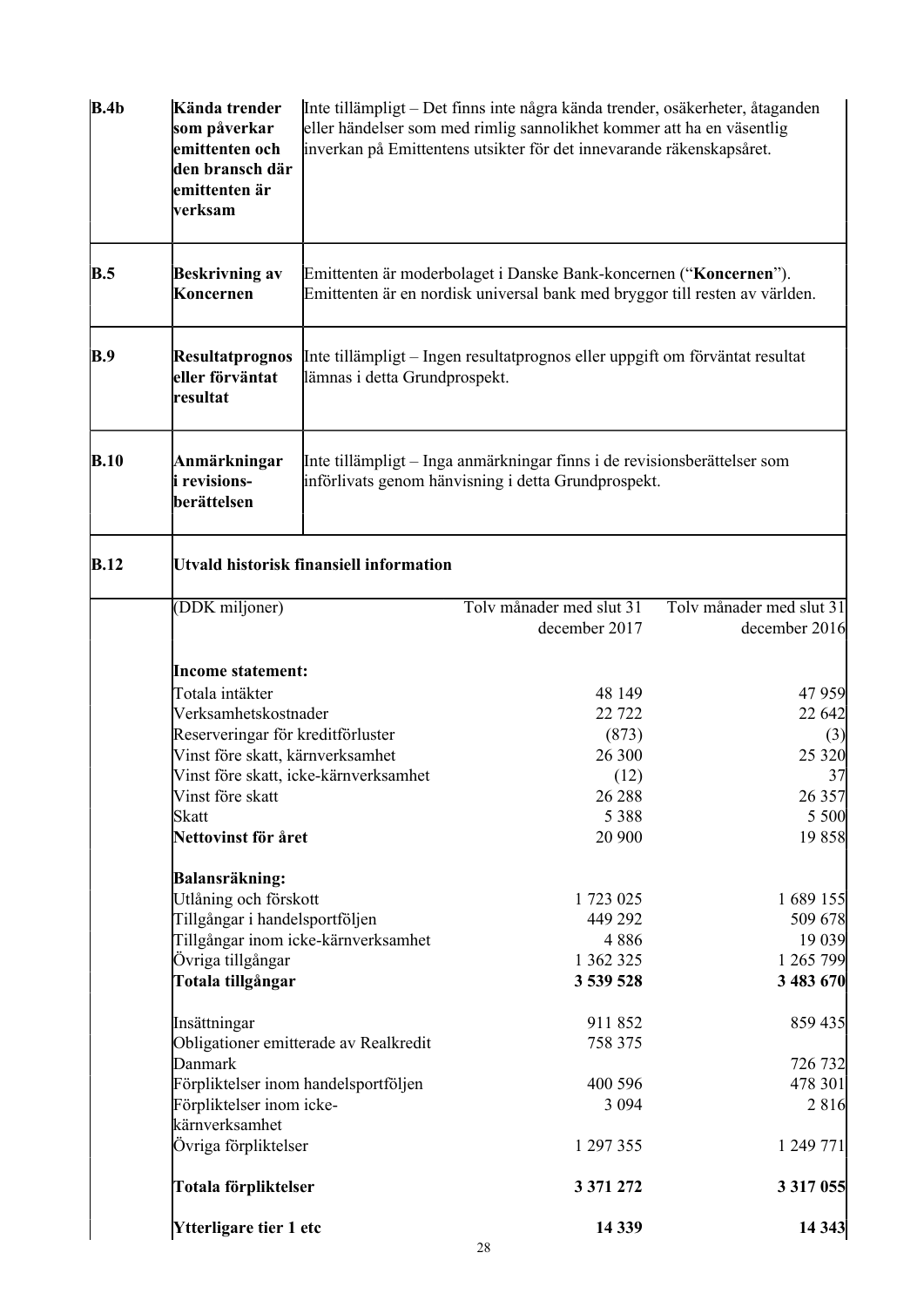| | | |
|---|---|---|
| **B.4b** | **Kända trender som påverkar emittenten och den bransch där emittenten är verksam** | Inte tillämpligt – Det finns inte några kända trender, osäkerheter, åtaganden eller händelser som med rimlig sannolikhet kommer att ha en väsentlig inverkan på Emittentens utsikter för det innevarande räkenskapsåret. |
| **B.5** | **Beskrivning av Koncernen** | Emittenten är moderbolaget i Danske Bank-koncernen ("**Koncernen**"). Emittenten är en nordisk universal bank med bryggor till resten av världen. |
| **B.9** | **Resultatprognos eller förväntat resultat** | Inte tillämpligt – Ingen resultatprognos eller uppgift om förväntat resultat lämnas i detta Grundprospekt. |
| **B.10** | **Anmärkningar i revisions-berättelsen** | Inte tillämpligt – Inga anmärkningar finns i de revisionsberättelser som införlivats genom hänvisning i detta Grundprospekt. |
| **B.12** | **Utvald historisk finansiell information** | |

| (DDK miljoner) | Tolv månader med slut 31 december 2017 | Tolv månader med slut 31 december 2016 |
|---|---:|---:|
| **Income statement:** | | |
| Totala intäkter | 48 149 | 47 959 |
| Verksamhetskostnader | 22 722 | 22 642 |
| Reserveringar för kreditförluster | (873) | (3) |
| Vinst före skatt, kärnverksamhet | 26 300 | 25 320 |
| Vinst före skatt, icke-kärnverksamhet | (12) | 37 |
| Vinst före skatt | 26 288 | 26 357 |
| Skatt | 5 388 | 5 500 |
| **Nettovinst för året** | 20 900 | 19 858 |
| **Balansräkning:** | | |
| Utlåning och förskott | 1 723 025 | 1 689 155 |
| Tillgångar i handelsportföljen | 449 292 | 509 678 |
| Tillgångar inom icke-kärnverksamhet | 4 886 | 19 039 |
| Övriga tillgångar | 1 362 325 | 1 265 799 |
| **Totala tillgångar** | **3 539 528** | **3 483 670** |
| Insättningar | 911 852 | 859 435 |
| Obligationer emitterade av Realkredit Danmark | 758 375 | 726 732 |
| Förpliktelser inom handelsportföljen | 400 596 | 478 301 |
| Förpliktelser inom icke-kärnverksamhet | 3 094 | 2 816 |
| Övriga förpliktelser | 1 297 355 | 1 249 771 |
| **Totala förpliktelser** | **3 371 272** | **3 317 055** |
| **Ytterligare tier 1 etc** | **14 339** | **14 343** |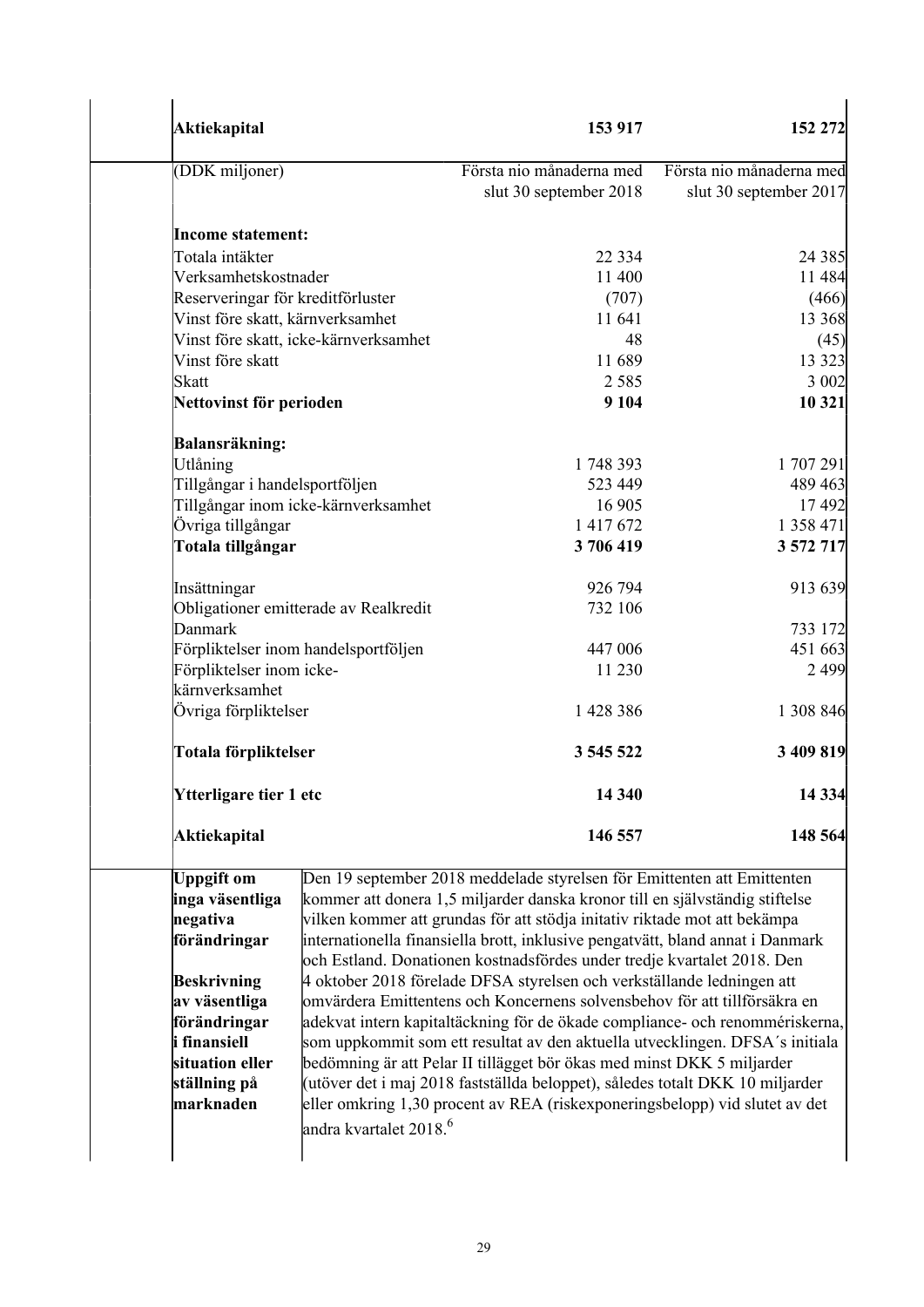| Aktiekapital | 153 917 | 152 272 |
|---|---|---|

| (DDK miljoner) | Första nio månaderna med slut 30 september 2018 | Första nio månaderna med slut 30 september 2017 |
|---|---|---|
| **Income statement:** | | |
| Totala intäkter | 22 334 | 24 385 |
| Verksamhetskostnader | 11 400 | 11 484 |
| Reserveringar för kreditförluster | (707) | (466) |
| Vinst före skatt, kärnverksamhet | 11 641 | 13 368 |
| Vinst före skatt, icke-kärnverksamhet | 48 | (45) |
| Vinst före skatt | 11 689 | 13 323 |
| Skatt | 2 585 | 3 002 |
| **Nettovinst för perioden** | **9 104** | **10 321** |
| **Balansräkning:** | | |
| Utlåning | 1 748 393 | 1 707 291 |
| Tillgångar i handelsportföljen | 523 449 | 489 463 |
| Tillgångar inom icke-kärnverksamhet | 16 905 | 17 492 |
| Övriga tillgångar | 1 417 672 | 1 358 471 |
| **Totala tillgångar** | **3 706 419** | **3 572 717** |
| Insättningar | 926 794 | 913 639 |
| Obligationer emitterade av Realkredit Danmark | 732 106 | 733 172 |
| Förpliktelser inom handelsportföljen | 447 006 | 451 663 |
| Förpliktelser inom icke-kärnverksamhet | 11 230 | 2 499 |
| Övriga förpliktelser | 1 428 386 | 1 308 846 |
| **Totala förpliktelser** | **3 545 522** | **3 409 819** |
| **Ytterligare tier 1 etc** | **14 340** | **14 334** |
| **Aktiekapital** | **146 557** | **148 564** |

| | |
|---|---|
| **Uppgift om inga väsentliga negativa förändringar**<br><br>**Beskrivning av väsentliga förändringar i finansiell situation eller ställning på marknaden** | Den 19 september 2018 meddelade styrelsen för Emittenten att Emittenten kommer att donera 1,5 miljarder danska kronor till en självständig stiftelse vilken kommer att grundas för att stödja initativ riktade mot att bekämpa internationella finansiella brott, inklusive pengatvätt, bland annat i Danmark och Estland. Donationen kostnadsfördes under tredje kvartalet 2018. Den 4 oktober 2018 förelade DFSA styrelsen och verkställande ledningen att omvärdera Emittentens och Koncernens solvensbehov för att tillförsäkra en adekvat intern kapitaltäckning för de ökade compliance- och renommériskerna, som uppkommit som ett resultat av den aktuella utvecklingen. DFSA´s initiala bedömning är att Pelar II tillägget bör ökas med minst DKK 5 miljarder (utöver det i maj 2018 fastställda beloppet), således totalt DKK 10 miljarder eller omkring 1,30 procent av REA (riskexponeringsbelopp) vid slutet av det andra kvartalet 2018.[6] |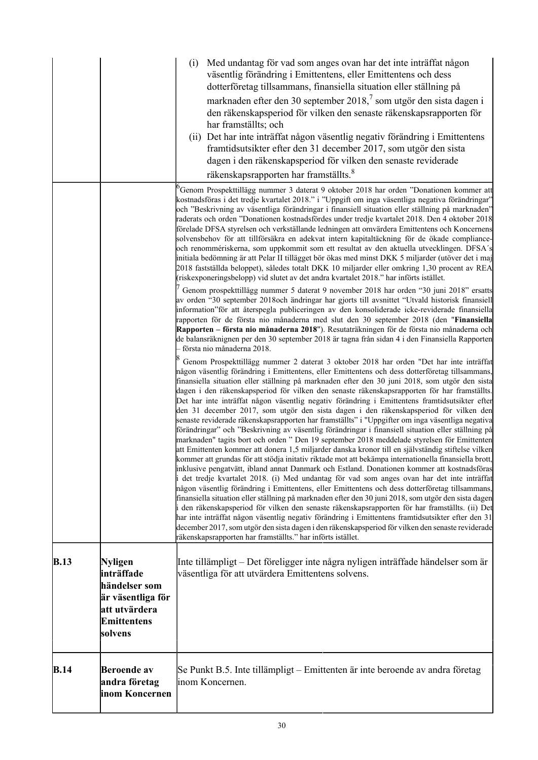| | | |
|---|---|---|
| | | (i) Med undantag för vad som anges ovan har det inte inträffat någon väsentlig förändring i Emittentens, eller Emittentens och dess dotterföretag tillsammans, finansiella situation eller ställning på marknaden efter den 30 september 2018,[7] som utgör den sista dagen i den räkenskapsperiod för vilken den senaste räkenskapsrapporten för har framställts; och<br>(ii) Det har inte inträffat någon väsentlig negativ förändring i Emittentens framtidsutsikter efter den 31 december 2017, som utgör den sista dagen i den räkenskapsperiod för vilken den senaste reviderade räkenskapsrapporten har framställts.[8] |
| | | [6]Genom Prospekttillägg nummer 3 daterat 9 oktober 2018 har orden "Donationen kommer att kostnadsföras i det tredje kvartalet 2018." i "Uppgift om inga väsentliga negativa förändringar" och "Beskrivning av väsentliga förändringar i finansiell situation eller ställning på marknaden" raderats och orden "Donationen kostnadsfördes under tredje kvartalet 2018. Den 4 oktober 2018 förelade DFSA styrelsen och verkställande ledningen att omvärdera Emittentens och Koncernens solvensbehov för att tillförsäkra en adekvat intern kapitaltäckning för de ökade compliance- och renommériskerna, som uppkommit som ett resultat av den aktuella utvecklingen. DFSA´s initiala bedömning är att Pelar II tillägget bör ökas med minst DKK 5 miljarder (utöver det i maj 2018 fastställda beloppet), således totalt DKK 10 miljarder eller omkring 1,30 procent av REA (riskexponeringsbelopp) vid slutet av det andra kvartalet 2018." har införts istället.<br>[7] Genom prospekttillägg nummer 5 daterat 9 november 2018 har orden "30 juni 2018" ersatts av orden "30 september 2018och ändringar har gjorts till avsnittet "Utvald historisk finansiell information"för att återspegla publiceringen av den konsoliderade icke-reviderade finansiella rapporten för de första nio månaderna med slut den 30 september 2018 (den "**Finansiella Rapporten – första nio månaderna 2018**"). Resutaträkningen för de första nio månaderna och de balansräknignen per den 30 september 2018 är tagna från sidan 4 i den Finansiella Rapporten – första nio månaderna 2018.<br>[8] Genom Prospekttillägg nummer 2 daterat 3 oktober 2018 har orden "Det har inte inträffat någon väsentlig förändring i Emittentens, eller Emittentens och dess dotterföretag tillsammans, finansiella situation eller ställning på marknaden efter den 30 juni 2018, som utgör den sista dagen i den räkenskapsperiod för vilken den senaste räkenskapsrapporten för har framställts. Det har inte inträffat någon väsentlig negativ förändring i Emittentens framtidsutsikter efter den 31 december 2017, som utgör den sista dagen i den räkenskapsperiod för vilken den senaste reviderade räkenskapsrapporten har framställts" i "Uppgifter om inga väsentliga negativa förändringar" och "Beskrivning av väsentlig förändringar i finansiell situation eller ställning på marknaden" tagits bort och orden " Den 19 september 2018 meddelade styrelsen för Emittenten att Emittenten kommer att donera 1,5 miljarder danska kronor till en självständig stiftelse vilken kommer att grundas för att stödja initativ riktade mot att bekämpa internationella finansiella brott, inklusive pengatvätt, ibland annat Danmark och Estland. Donationen kommer att kostnadsföras i det tredje kvartalet 2018. (i) Med undantag för vad som anges ovan har det inte inträffat någon väsentlig förändring i Emittentens, eller Emittentens och dess dotterföretag tillsammans, finansiella situation eller ställning på marknaden efter den 30 juni 2018, som utgör den sista dagen i den räkenskapsperiod för vilken den senaste räkenskapsrapporten för har framställts. (ii) Det har inte inträffat någon väsentlig negativ förändring i Emittentens framtidsutsikter efter den 31 december 2017, som utgör den sista dagen i den räkenskapsperiod för vilken den senaste reviderade räkenskapsrapporten har framställts." har införts istället. |
| **B.13** | **Nyligen inträffade händelser som är väsentliga för att utvärdera Emittentens solvens** | Inte tillämpligt – Det föreligger inte några nyligen inträffade händelser som är väsentliga för att utvärdera Emittentens solvens. |
| **B.14** | **Beroende av andra företag inom Koncernen** | Se Punkt B.5. Inte tillämpligt – Emittenten är inte beroende av andra företag inom Koncernen. |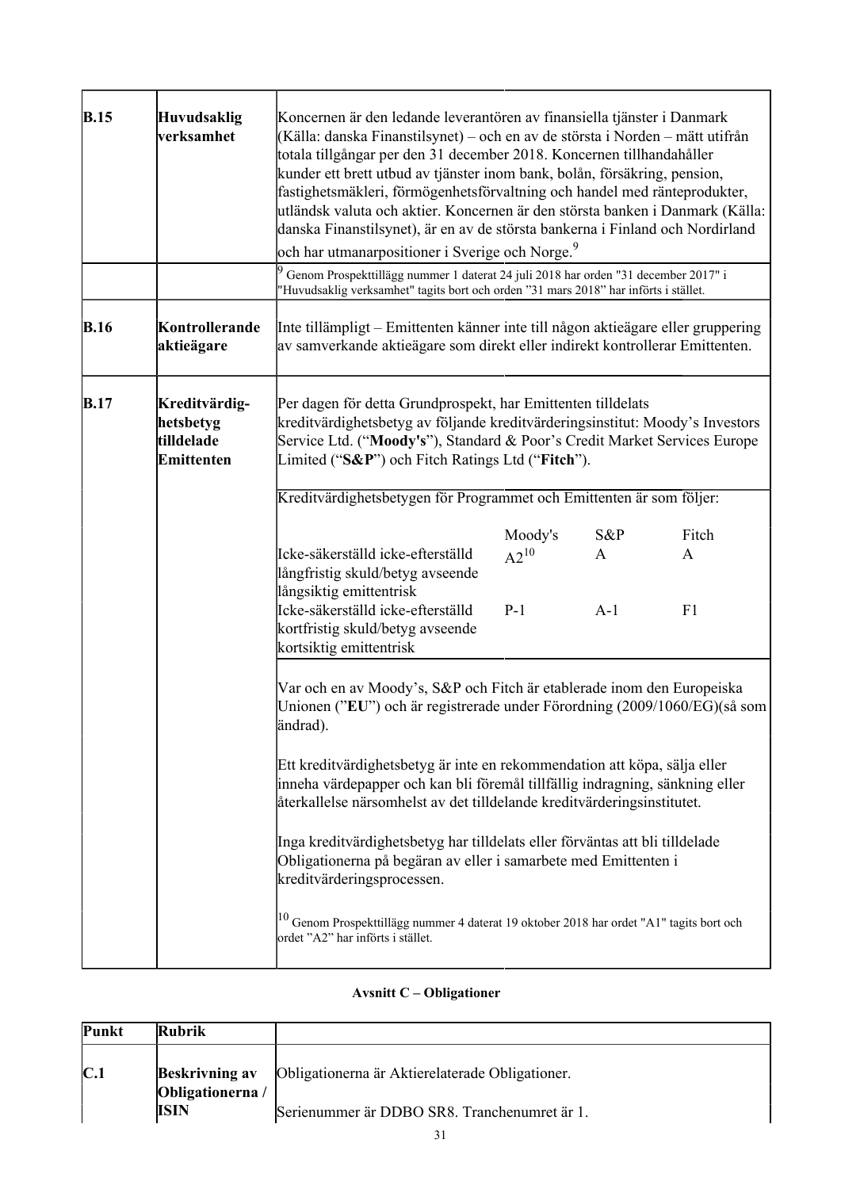| | | |
|---|---|---|
| **B.15** | **Huvudsaklig verksamhet** | Koncernen är den ledande leverantören av finansiella tjänster i Danmark (Källa: danska Finanstilsynet) – och en av de största i Norden – mätt utifrån totala tillgångar per den 31 december 2018. Koncernen tillhandahåller kunder ett brett utbud av tjänster inom bank, bolån, försäkring, pension, fastighetsmäkleri, förmögenhetsförvaltning och handel med ränteprodukter, utländsk valuta och aktier. Koncernen är den största banken i Danmark (Källa: danska Finanstilsynet), är en av de största bankerna i Finland och Nordirland och har utmanarpositioner i Sverige och Norge.[9] |
| | | [9] Genom Prospekttillägg nummer 1 daterat 24 juli 2018 har orden "31 december 2017" i "Huvudsaklig verksamhet" tagits bort och orden "31 mars 2018" har införts i stället. |
| **B.16** | **Kontrollerande aktieägare** | Inte tillämpligt – Emittenten känner inte till någon aktieägare eller gruppering av samverkande aktieägare som direkt eller indirekt kontrollerar Emittenten. |
| **B.17** | **Kreditvärdighetsbetyg tilldelade Emittenten** | Per dagen för detta Grundprospekt, har Emittenten tilldelats kreditvärdighetsbetyg av följande kreditvärderingsinstitut: Moody's Investors Service Ltd. ("**Moody's**"), Standard & Poor's Credit Market Services Europe Limited ("**S&P**") och Fitch Ratings Ltd ("**Fitch**"). |
| | | Kreditvärdighetsbetygen för Programmet och Emittenten är som följer:<br><br>\| \| Moody's \| S&P \| Fitch \|<br>\|---\|---\|---\|---\|<br>\| Icke-säkerställd icke-efterställd långfristig skuld/betyg avseende långsiktig emittentrisk \| A2[10] \| A \| A \|<br>\| Icke-säkerställd icke-efterställd kortfristig skuld/betyg avseende kortsiktig emittentrisk \| P-1 \| A-1 \| F1 \| |
| | | Var och en av Moody's, S&P och Fitch är etablerade inom den Europeiska Unionen ("**EU**") och är registrerade under Förordning (2009/1060/EG)(så som ändrad).<br><br>Ett kreditvärdighetsbetyg är inte en rekommendation att köpa, sälja eller inneha värdepapper och kan bli föremål tillfällig indragning, sänkning eller återkallelse närsomhelst av det tilldelande kreditvärderingsinstitutet.<br><br>Inga kreditvärdighetsbetyg har tilldelats eller förväntas att bli tilldelade Obligationerna på begäran av eller i samarbete med Emittenten i kreditvärderingsprocessen.<br><br>[10] Genom Prospekttillägg nummer 4 daterat 19 oktober 2018 har ordet "A1" tagits bort och ordet "A2" har införts i stället. |

**Avsnitt C – Obligationer**

| Punkt | Rubrik | |
|---|---|---|
| **C.1** | **Beskrivning av Obligationerna / ISIN** | Obligationerna är Aktierelaterade Obligationer.<br><br>Serienummer är DDBO SR8. Tranchenumret är 1. |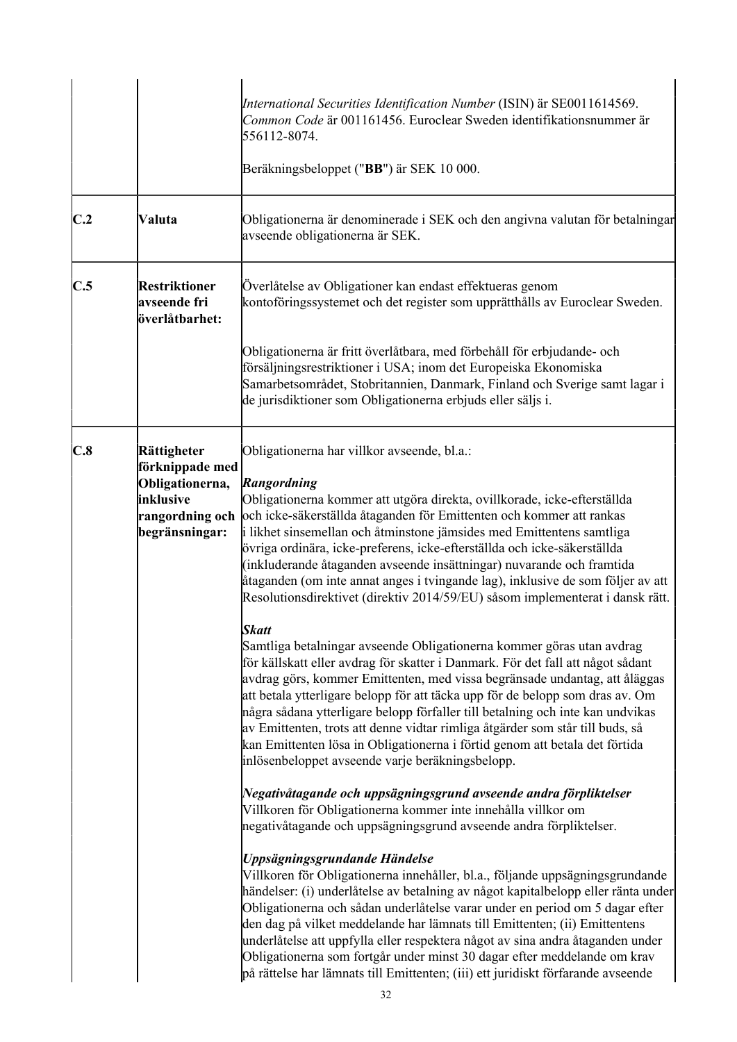| | | |
|---|---|---|
| | | *International Securities Identification Number* (ISIN) är SE0011614569. *Common Code* är 001161456. Euroclear Sweden identifikationsnummer är 556112-8074.<br><br>Beräkningsbeloppet ("**BB**") är SEK 10 000. |
| **C.2** | **Valuta** | Obligationerna är denominerade i SEK och den angivna valutan för betalningar avseende obligationerna är SEK. |
| **C.5** | **Restriktioner avseende fri överlåtbarhet:** | Överlåtelse av Obligationer kan endast effektueras genom kontoföringssystemet och det register som upprätthålls av Euroclear Sweden.<br><br>Obligationerna är fritt överlåtbara, med förbehåll för erbjudande- och försäljningsrestriktioner i USA; inom det Europeiska Ekonomiska Samarbetsområdet, Stobritannien, Danmark, Finland och Sverige samt lagar i de jurisdiktioner som Obligationerna erbjuds eller säljs i. |
| **C.8** | **Rättigheter förknippade med Obligationerna, inklusive rangordning och begränsningar:** | Obligationerna har villkor avseende, bl.a.:<br><br>***Rangordning***<br>Obligationerna kommer att utgöra direkta, ovillkorade, icke-efterställda och icke-säkerställda åtaganden för Emittenten och kommer att rankas i likhet sinsemellan och åtminstone jämsides med Emittentens samtliga övriga ordinära, icke-preferens, icke-efterställda och icke-säkerställda (inkluderande åtaganden avseende insättningar) nuvarande och framtida åtaganden (om inte annat anges i tvingande lag), inklusive de som följer av att Resolutionsdirektivet (direktiv 2014/59/EU) såsom implementerat i dansk rätt.<br><br>***Skatt***<br>Samtliga betalningar avseende Obligationerna kommer göras utan avdrag för källskatt eller avdrag för skatter i Danmark. För det fall att något sådant avdrag görs, kommer Emittenten, med vissa begränsade undantag, att åläggas att betala ytterligare belopp för att täcka upp för de belopp som dras av. Om några sådana ytterligare belopp förfaller till betalning och inte kan undvikas av Emittenten, trots att denne vidtar rimliga åtgärder som står till buds, så kan Emittenten lösa in Obligationerna i förtid genom att betala det förtida inlösenbeloppet avseende varje beräkningsbelopp.<br><br>***Negativåtagande och uppsägningsgrund avseende andra förpliktelser***<br>Villkoren för Obligationerna kommer inte innehålla villkor om negativåtagande och uppsägningsgrund avseende andra förpliktelser.<br><br>***Uppsägningsgrundande Händelse***<br>Villkoren för Obligationerna innehåller, bl.a., följande uppsägningsgrundande händelser: (i) underlåtelse av betalning av något kapitalbelopp eller ränta under Obligationerna och sådan underlåtelse varar under en period om 5 dagar efter den dag på vilket meddelande har lämnats till Emittenten; (ii) Emittentens underlåtelse att uppfylla eller respektera något av sina andra åtaganden under Obligationerna som fortgår under minst 30 dagar efter meddelande om krav på rättelse har lämnats till Emittenten; (iii) ett juridiskt förfarande avseende |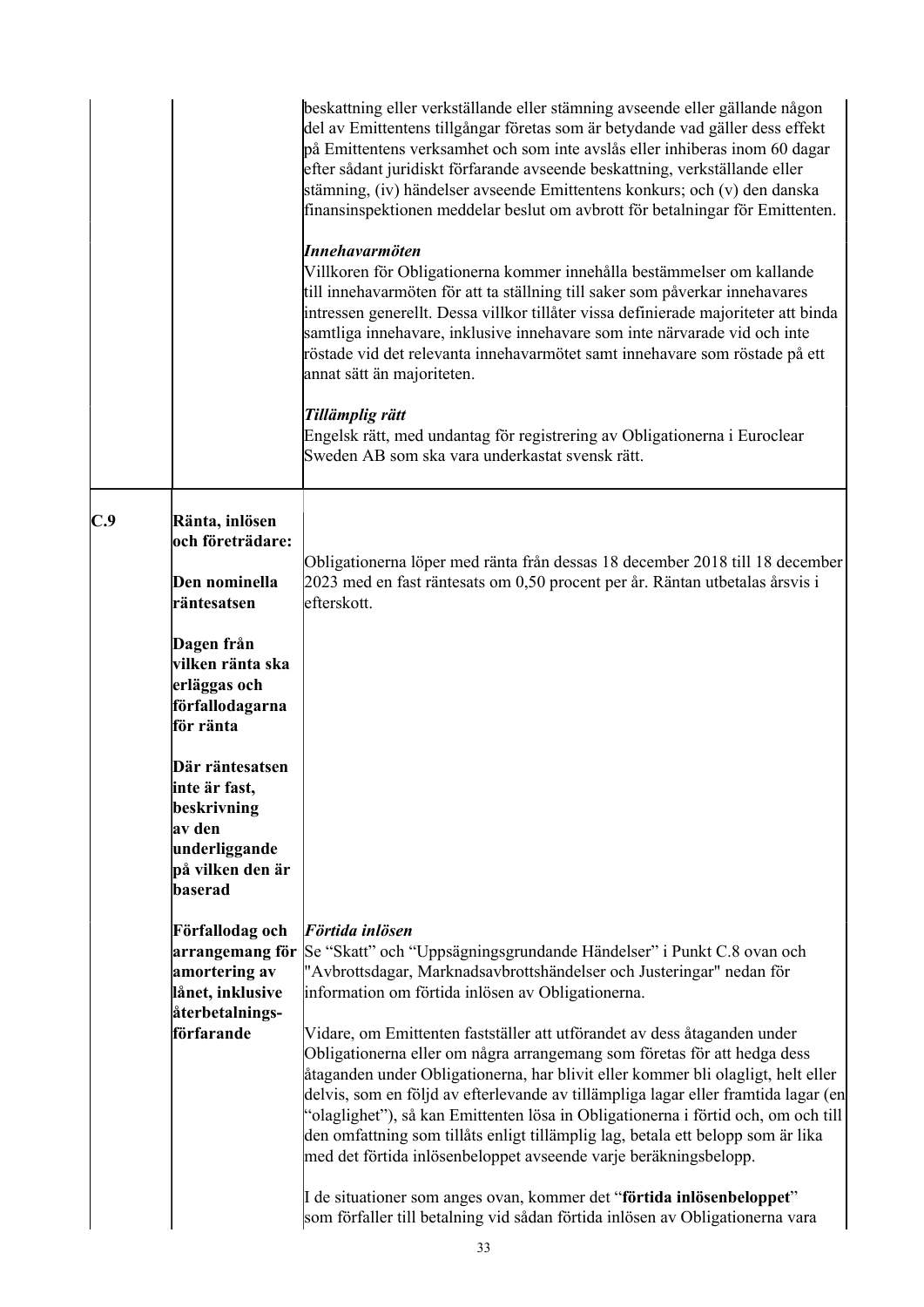| | | |
|---|---|---|
| | | beskattning eller verkställande eller stämning avseende eller gällande någon del av Emittentens tillgångar företas som är betydande vad gäller dess effekt på Emittentens verksamhet och som inte avslås eller inhiberas inom 60 dagar efter sådant juridiskt förfarande avseende beskattning, verkställande eller stämning, (iv) händelser avseende Emittentens konkurs; och (v) den danska finansinspektionen meddelar beslut om avbrott för betalningar för Emittenten.<br><br>***Innehavarmöten***<br>Villkoren för Obligationerna kommer innehålla bestämmelser om kallande till innehavarmöten för att ta ställning till saker som påverkar innehavares intressen generellt. Dessa villkor tillåter vissa definierade majoriteter att binda samtliga innehavare, inklusive innehavare som inte närvarade vid och inte röstade vid det relevanta innehavarmötet samt innehavare som röstade på ett annat sätt än majoriteten.<br><br>***Tillämplig rätt***<br>Engelsk rätt, med undantag för registrering av Obligationerna i Euroclear Sweden AB som ska vara underkastat svensk rätt. |
| **C.9** | **Ränta, inlösen och företrädare:**<br><br>**Den nominella räntesatsen**<br><br>**Dagen från vilken ränta ska erläggas och förfallodagarna för ränta**<br><br>**Där räntesatsen inte är fast, beskrivning av den underliggande på vilken den är baserad** | Obligationerna löper med ränta från dessas 18 december 2018 till 18 december 2023 med en fast räntesats om 0,50 procent per år. Räntan utbetalas årsvis i efterskott. |
| | **Förfallodag och arrangemang för amortering av lånet, inklusive återbetalnings-förfarande** | *Förtida inlösen*<br>Se "Skatt" och "Uppsägningsgrundande Händelser" i Punkt C.8 ovan och "Avbrottsdagar, Marknadsavbrottshändelser och Justeringar" nedan för information om förtida inlösen av Obligationerna.<br><br>Vidare, om Emittenten fastställer att utförandet av dess åtaganden under Obligationerna eller om några arrangemang som företas för att hedga dess åtaganden under Obligationerna, har blivit eller kommer bli olagligt, helt eller delvis, som en följd av efterlevande av tillämpliga lagar eller framtida lagar (en "olaglighet"), så kan Emittenten lösa in Obligationerna i förtid och, om och till den omfattning som tillåts enligt tillämplig lag, betala ett belopp som är lika med det förtida inlösenbeloppet avseende varje beräkningsbelopp.<br><br>I de situationer som anges ovan, kommer det "**förtida inlösenbeloppet**" som förfaller till betalning vid sådan förtida inlösen av Obligationerna vara |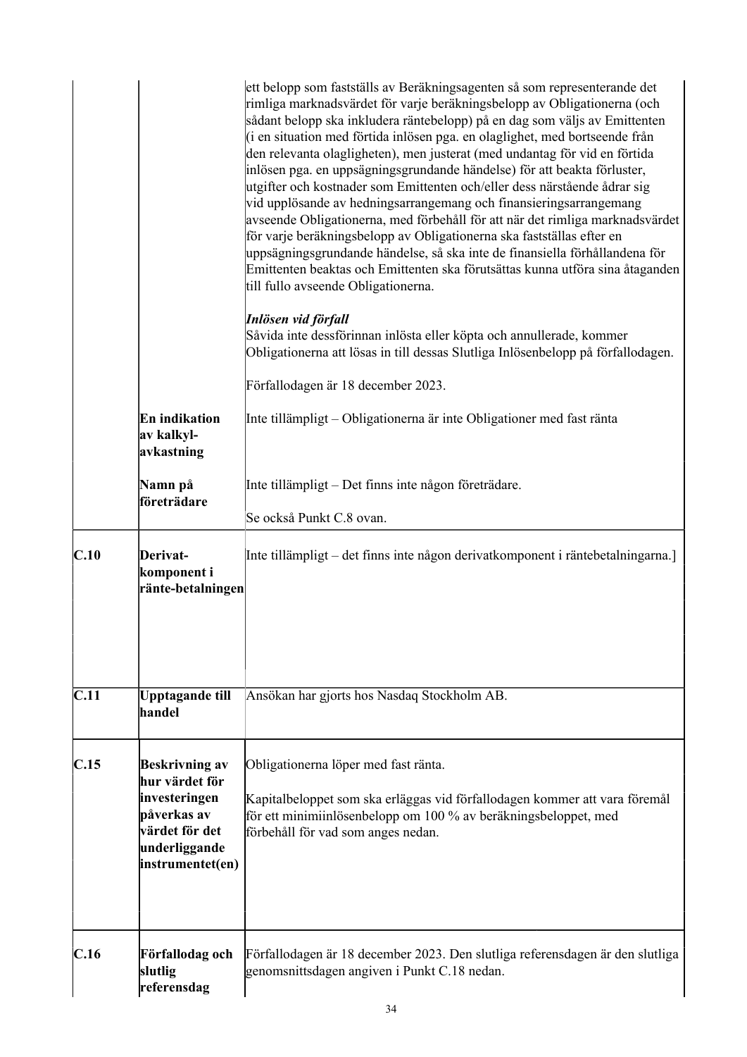| | | |
|---|---|---|
| | | ett belopp som fastställs av Beräkningsagenten så som representerande det rimliga marknadsvärdet för varje beräkningsbelopp av Obligationerna (och sådant belopp ska inkludera räntebelopp) på en dag som väljs av Emittenten (i en situation med förtida inlösen pga. en olaglighet, med bortseende från den relevanta olagligheten), men justerat (med undantag för vid en förtida inlösen pga. en uppsägningsgrundande händelse) för att beakta förluster, utgifter och kostnader som Emittenten och/eller dess närstående ådrar sig vid upplösande av hedningsarrangemang och finansieringsarrangemang avseende Obligationerna, med förbehåll för att när det rimliga marknadsvärdet för varje beräkningsbelopp av Obligationerna ska fastställas efter en uppsägningsgrundande händelse, så ska inte de finansiella förhållandena för Emittenten beaktas och Emittenten ska förutsättas kunna utföra sina åtaganden till fullo avseende Obligationerna.<br><br>***Inlösen vid förfall***<br>Såvida inte dessförinnan inlösta eller köpta och annullerade, kommer Obligationerna att lösas in till dessas Slutliga Inlösenbelopp på förfallodagen.<br><br>Förfallodagen är 18 december 2023. |
| | **En indikation av kalkyl-avkastning** | Inte tillämpligt – Obligationerna är inte Obligationer med fast ränta |
| | **Namn på företrädare** | Inte tillämpligt – Det finns inte någon företrädare.<br><br>Se också Punkt C.8 ovan. |
| **C.10** | **Derivat-komponent i ränte-betalningen** | Inte tillämpligt – det finns inte någon derivatkomponent i räntebetalningarna.] |
| **C.11** | **Upptagande till handel** | Ansökan har gjorts hos Nasdaq Stockholm AB. |
| **C.15** | **Beskrivning av hur värdet för investeringen påverkas av värdet för det underliggande instrumentet(en)** | Obligationerna löper med fast ränta.<br><br>Kapitalbeloppet som ska erläggas vid förfallodagen kommer att vara föremål för ett minimiinlösenbelopp om 100 % av beräkningsbeloppet, med förbehåll för vad som anges nedan. |
| **C.16** | **Förfallodag och slutlig referensdag** | Förfallodagen är 18 december 2023. Den slutliga referensdagen är den slutliga genomsnittsdagen angiven i Punkt C.18 nedan. |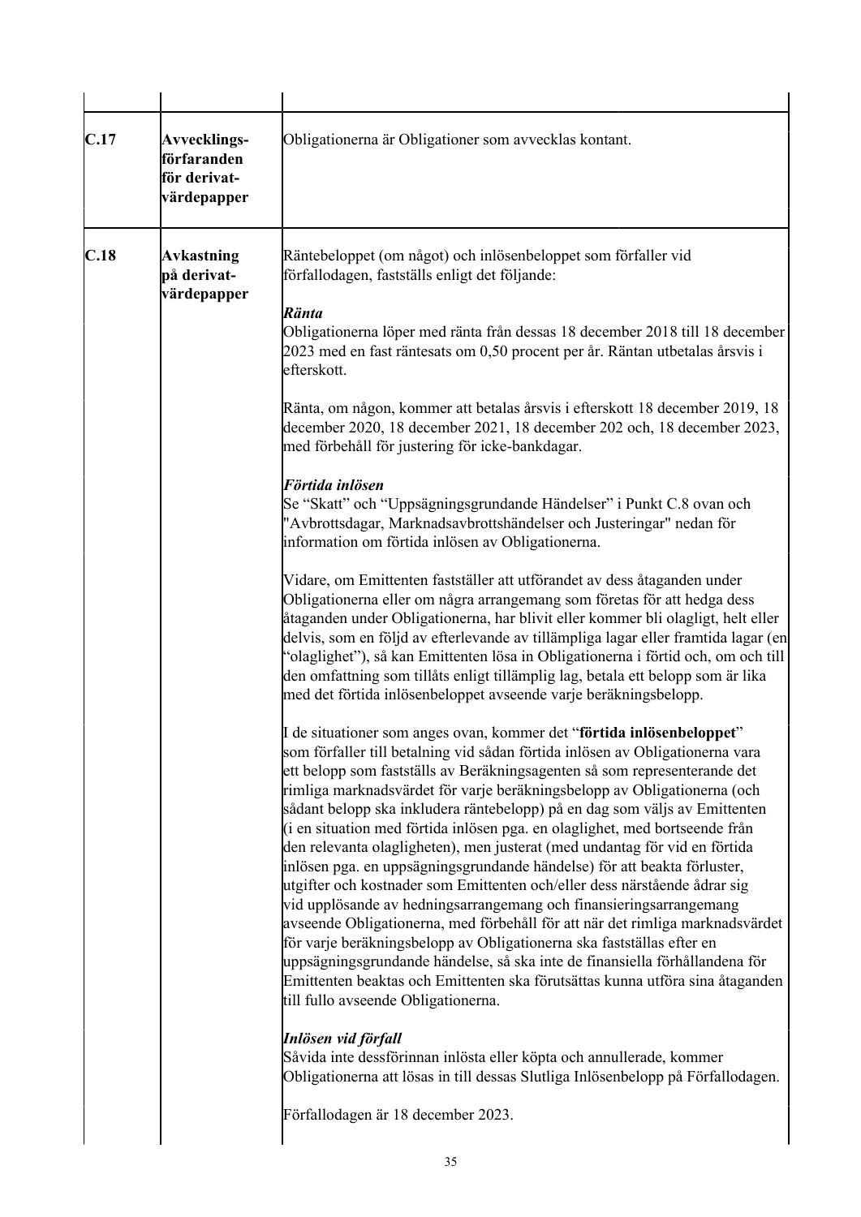| | | |
|---|---|---|
| **C.17** | **Avvecklings-förfaranden för derivat-värdepapper** | Obligationerna är Obligationer som avvecklas kontant. |
| **C.18** | **Avkastning på derivat-värdepapper** | Räntebeloppet (om något) och inlösenbeloppet som förfaller vid förfallodagen, fastställs enligt det följande:<br><br>***Ränta***<br>Obligationerna löper med ränta från dessas 18 december 2018 till 18 december 2023 med en fast räntesats om 0,50 procent per år. Räntan utbetalas årsvis i efterskott.<br><br>Ränta, om någon, kommer att betalas årsvis i efterskott 18 december 2019, 18 december 2020, 18 december 2021, 18 december 202 och, 18 december 2023, med förbehåll för justering för icke-bankdagar.<br><br>***Förtida inlösen***<br>Se "Skatt" och "Uppsägningsgrundande Händelser" i Punkt C.8 ovan och "Avbrottsdagar, Marknadsavbrottshändelser och Justeringar" nedan för information om förtida inlösen av Obligationerna.<br><br>Vidare, om Emittenten fastställer att utförandet av dess åtaganden under Obligationerna eller om några arrangemang som företas för att hedga dess åtaganden under Obligationerna, har blivit eller kommer bli olagligt, helt eller delvis, som en följd av efterlevande av tillämpliga lagar eller framtida lagar (en "olaglighet"), så kan Emittenten lösa in Obligationerna i förtid och, om och till den omfattning som tillåts enligt tillämplig lag, betala ett belopp som är lika med det förtida inlösenbeloppet avseende varje beräkningsbelopp.<br><br>I de situationer som anges ovan, kommer det "**förtida inlösenbeloppet**" som förfaller till betalning vid sådan förtida inlösen av Obligationerna vara ett belopp som fastställs av Beräkningsagenten så som representerande det rimliga marknadsvärdet för varje beräkningsbelopp av Obligationerna (och sådant belopp ska inkludera räntebelopp) på en dag som väljs av Emittenten (i en situation med förtida inlösen pga. en olaglighet, med bortseende från den relevanta olagligheten), men justerat (med undantag för vid en förtida inlösen pga. en uppsägningsgrundande händelse) för att beakta förluster, utgifter och kostnader som Emittenten och/eller dess närstående ådrar sig vid upplösande av hedningsarrangemang och finansieringsarrangemang avseende Obligationerna, med förbehåll för att när det rimliga marknadsvärdet för varje beräkningsbelopp av Obligationerna ska fastställas efter en uppsägningsgrundande händelse, så ska inte de finansiella förhållandena för Emittenten beaktas och Emittenten ska förutsättas kunna utföra sina åtaganden till fullo avseende Obligationerna.<br><br>***Inlösen vid förfall***<br>Såvida inte dessförinnan inlösta eller köpta och annullerade, kommer Obligationerna att lösas in till dessas Slutliga Inlösenbelopp på Förfallodagen.<br><br>Förfallodagen är 18 december 2023. |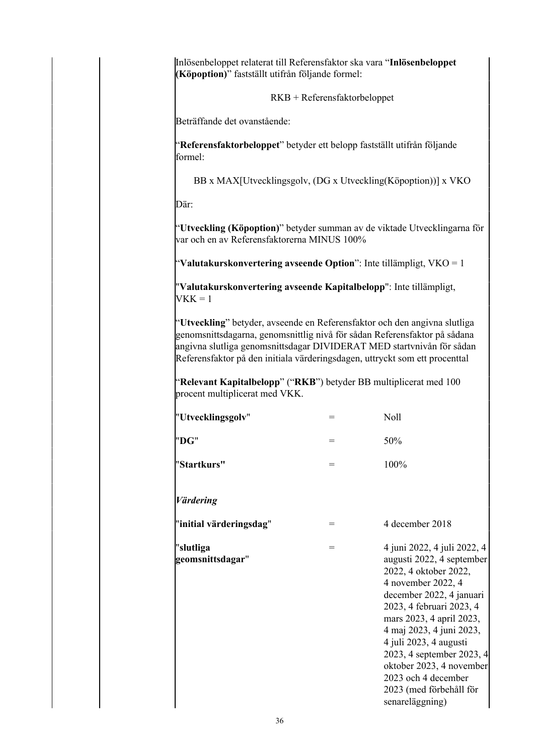Inlösenbeloppet relaterat till Referensfaktor ska vara "**Inlösenbeloppet (Köpoption)**" fastställt utifrån följande formel:

RKB + Referensfaktorbeloppet

Beträffande det ovanstående:

"**Referensfaktorbeloppet**" betyder ett belopp fastställt utifrån följande formel:

BB x MAX[Utvecklingsgolv, (DG x Utveckling(Köpoption))] x VKO

Där:

"**Utveckling (Köpoption)**" betyder summan av de viktade Utvecklingarna för var och en av Referensfaktorerna MINUS 100%

"**Valutakurskonvertering avseende Option**": Inte tillämpligt, VKO = 1

"**Valutakurskonvertering avseende Kapitalbelopp**": Inte tillämpligt, VKK = 1

"**Utveckling**" betyder, avseende en Referensfaktor och den angivna slutliga genomsnittsdagarna, genomsnittlig nivå för sådan Referensfaktor på sådana angivna slutliga genomsnittsdagar DIVIDERAT MED startvnivån för sådan Referensfaktor på den initiala värderingsdagen, uttryckt som ett procenttal

"**Relevant Kapitalbelopp**" ("**RKB**") betyder BB multiplicerat med 100 procent multiplicerat med VKK.

| | | |
|---|---|---|
| "**Utvecklingsgolv**" | = | Noll |
| "**DG**" | = | 50% |
| "**Startkurs"** | = | 100% |

***Värdering***

| | | |
|---|---|---|
| "**initial värderingsdag**" | = | 4 december 2018 |
| "**slutliga geomsnittsdagar**" | = | 4 juni 2022, 4 juli 2022, 4 augusti 2022, 4 september 2022, 4 oktober 2022, 4 november 2022, 4 december 2022, 4 januari 2023, 4 februari 2023, 4 mars 2023, 4 april 2023, 4 maj 2023, 4 juni 2023, 4 juli 2023, 4 augusti 2023, 4 september 2023, 4 oktober 2023, 4 november 2023 och 4 december 2023 (med förbehåll för senareläggning) |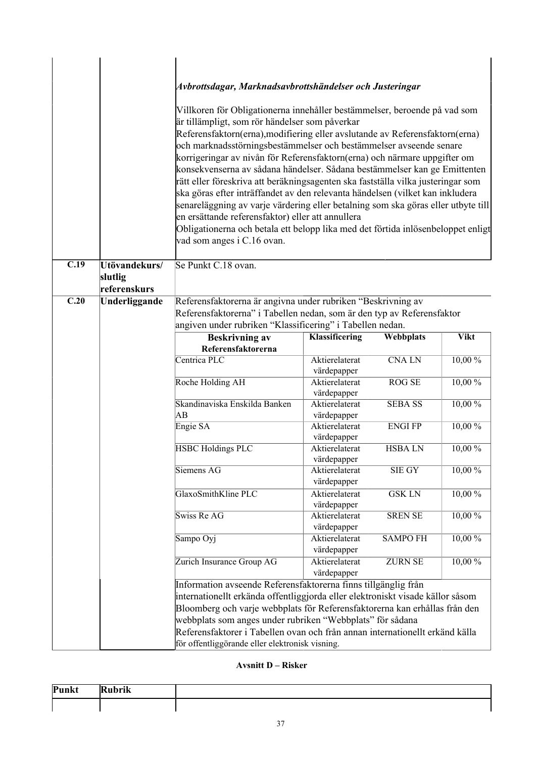| | | |
|---|---|---|
| | | ***Avbrottsdagar, Marknadsavbrottshändelser och Justeringar*** <br><br> Villkoren för Obligationerna innehåller bestämmelser, beroende på vad som är tillämpligt, som rör händelser som påverkar Referensfaktorn(erna),modifiering eller avslutande av Referensfaktorn(erna) och marknadsstörningsbestämmelser och bestämmelser avseende senare korrigeringar av nivån för Referensfaktorn(erna) och närmare uppgifter om konsekvenserna av sådana händelser. Sådana bestämmelser kan ge Emittenten rätt eller föreskriva att beräkningsagenten ska fastställa vilka justeringar som ska göras efter inträffandet av den relevanta händelsen (vilket kan inkludera senareläggning av varje värdering eller betalning som ska göras eller utbyte till en ersättande referensfaktor) eller att annullera Obligationerna och betala ett belopp lika med det förtida inlösenbeloppet enligt vad som anges i C.16 ovan. |
| **C.19** | **Utövandekurs/ slutlig referenskurs** | Se Punkt C.18 ovan. |
| **C.20** | **Underliggande** | Referensfaktorerna är angivna under rubriken "Beskrivning av Referensfaktorerna" i Tabellen nedan, som är den typ av Referensfaktor angiven under rubriken "Klassificering" i Tabellen nedan. |

| Beskrivning av Referensfaktorerna | Klassificering | Webbplats | Vikt |
|---|---|---|---|
| Centrica PLC | Aktierelaterat värdepapper | CNA LN | 10,00 % |
| Roche Holding AH | Aktierelaterat värdepapper | ROG SE | 10,00 % |
| Skandinaviska Enskilda Banken AB | Aktierelaterat värdepapper | SEBA SS | 10,00 % |
| Engie SA | Aktierelaterat värdepapper | ENGI FP | 10,00 % |
| HSBC Holdings PLC | Aktierelaterat värdepapper | HSBA LN | 10,00 % |
| Siemens AG | Aktierelaterat värdepapper | SIE GY | 10,00 % |
| GlaxoSmithKline PLC | Aktierelaterat värdepapper | GSK LN | 10,00 % |
| Swiss Re AG | Aktierelaterat värdepapper | SREN SE | 10,00 % |
| Sampo Oyj | Aktierelaterat värdepapper | SAMPO FH | 10,00 % |
| Zurich Insurance Group AG | Aktierelaterat värdepapper | ZURN SE | 10,00 % |

Information avseende Referensfaktorerna finns tillgänglig från internationellt erkända offentliggjorda eller elektroniskt visade källor såsom Bloomberg och varje webbplats för Referensfaktorerna kan erhållas från den webbplats som anges under rubriken "Webbplats" för sådana Referensfaktorer i Tabellen ovan och från annan internationellt erkänd källa för offentliggörande eller elektronisk visning.

**Avsnitt D – Risker**

| Punkt | Rubrik | |
|---|---|---|
| | | |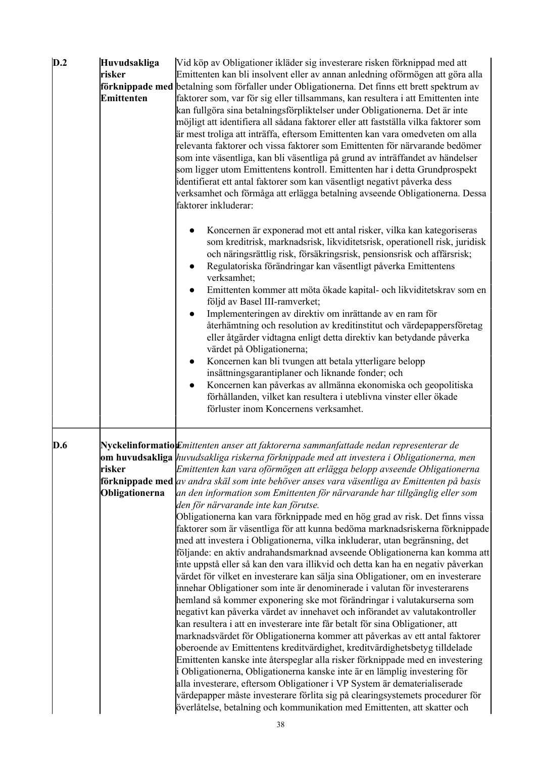| | | |
|---|---|---|
| **D.2** | **Huvudsakliga risker förknippade med Emittenten** | Vid köp av Obligationer ikläder sig investerare risken förknippad med att Emittenten kan bli insolvent eller av annan anledning oförmögen att göra alla betalning som förfaller under Obligationerna. Det finns ett brett spektrum av faktorer som, var för sig eller tillsammans, kan resultera i att Emittenten inte kan fullgöra sina betalningsförpliktelser under Obligationerna. Det är inte möjligt att identifiera all sådana faktorer eller att fastställa vilka faktorer som är mest troliga att inträffa, eftersom Emittenten kan vara omedveten om alla relevanta faktorer och vissa faktorer som Emittenten för närvarande bedömer som inte väsentliga, kan bli väsentliga på grund av inträffandet av händelser som ligger utom Emittentens kontroll. Emittenten har i detta Grundprospekt identifierat ett antal faktorer som kan väsentligt negativt påverka dess verksamhet och förmåga att erlägga betalning avseende Obligationerna. Dessa faktorer inkluderar:<br><br>● Koncernen är exponerad mot ett antal risker, vilka kan kategoriseras som kreditrisk, marknadsrisk, likviditetsrisk, operationell risk, juridisk och näringsrättslig risk, försäkringsrisk, pensionsrisk och affärsrisk;<br>● Regulatoriska förändringar kan väsentligt påverka Emittentens verksamhet;<br>● Emittenten kommer att möta ökade kapital- och likviditetskrav som en följd av Basel III-ramverket;<br>● Implementeringen av direktiv om inrättande av en ram för återhämtning och resolution av kreditinstitut och värdepappersföretag eller åtgärder vidtagna enligt detta direktiv kan betydande påverka värdet på Obligationerna;<br>● Koncernen kan bli tvungen att betala ytterligare belopp insättningsgarantiplaner och liknande fonder; och<br>● Koncernen kan påverkas av allmänna ekonomiska och geopolitiska förhållanden, vilket kan resultera i uteblivna vinster eller ökade förluster inom Koncernens verksamhet. |
| **D.6** | **Nyckelinformation om huvudsakliga risker förknippade med Obligationerna** | *Emittenten anser att faktorerna sammanfattade nedan representerar de huvudsakliga riskerna förknippade med att investera i Obligationerna, men Emittenten kan vara oförmögen att erlägga belopp avseende Obligationerna av andra skäl som inte behöver anses vara väsentliga av Emittenten på basis an den information som Emittenten för närvarande har tillgänglig eller som den för närvarande inte kan förutse.*<br>Obligationerna kan vara förknippade med en hög grad av risk. Det finns vissa faktorer som är väsentliga för att kunna bedöma marknadsriskerna förknippade med att investera i Obligationerna, vilka inkluderar, utan begränsning, det följande: en aktiv andrahandsmarknad avseende Obligationerna kan komma att inte uppstå eller så kan den vara illikvid och detta kan ha en negativ påverkan värdet för vilket en investerare kan sälja sina Obligationer, om en investerare innehar Obligationer som inte är denominerade i valutan för investerarens hemland så kommer exponering ske mot förändringar i valutakurserna som negativt kan påverka värdet av innehavet och införandet av valutakontroller kan resultera i att en investerare inte får betalt för sina Obligationer, att marknadsvärdet för Obligationerna kommer att påverkas av ett antal faktorer oberoende av Emittentens kreditvärdighet, kreditvärdighetsbetyg tilldelade Emittenten kanske inte återspeglar alla risker förknippade med en investering i Obligationerna, Obligationerna kanske inte är en lämplig investering för alla investerare, eftersom Obligationer i VP System är dematerialiserade värdepapper måste investerare förlita sig på clearingsystemets procedurer för överlåtelse, betalning och kommunikation med Emittenten, att skatter och |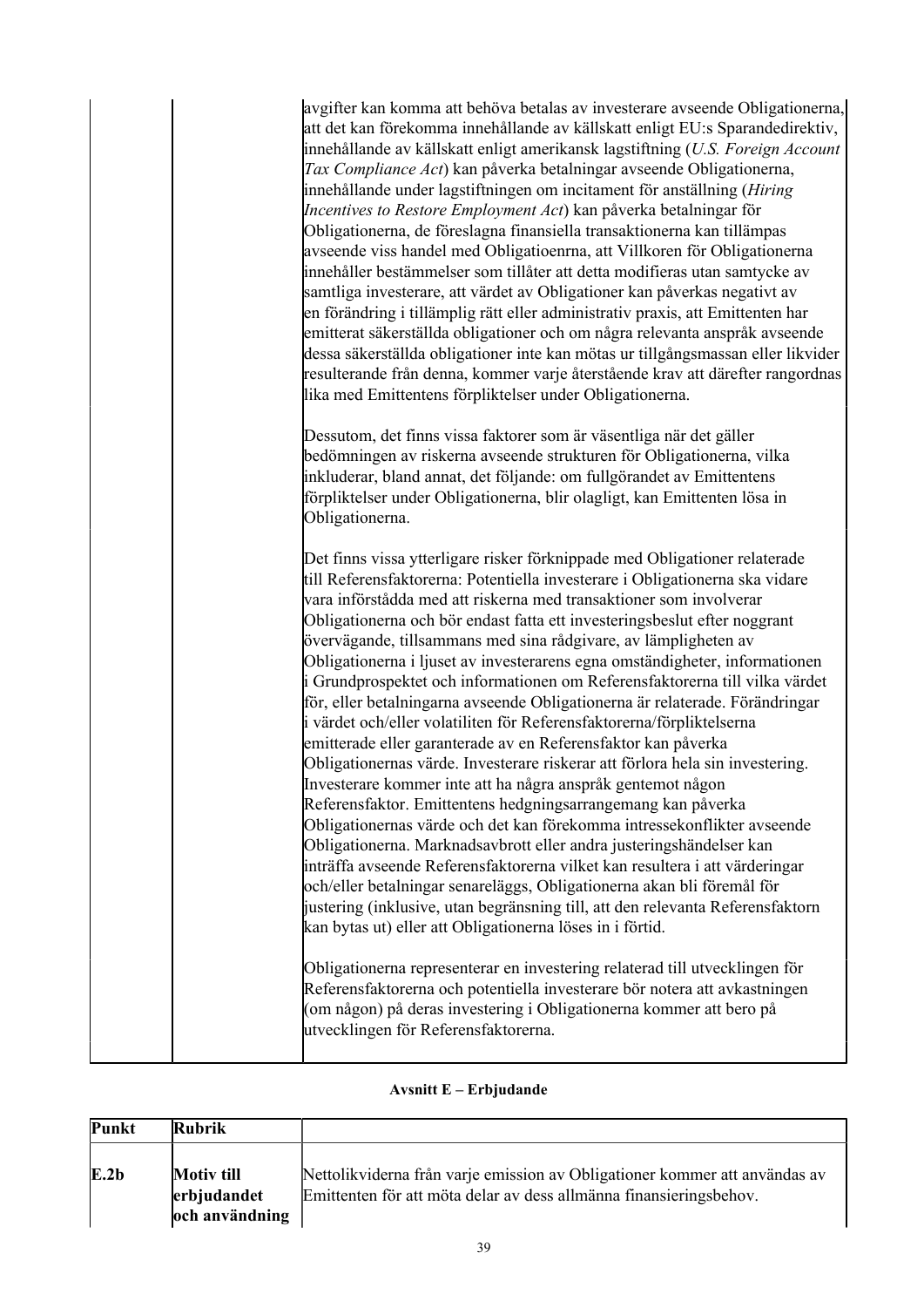| | | |
|---|---|---|
| | | avgifter kan komma att behöva betalas av investerare avseende Obligationerna, att det kan förekomma innehållande av källskatt enligt EU:s Sparandedirektiv, innehållande av källskatt enligt amerikansk lagstiftning (*U.S. Foreign Account Tax Compliance Act*) kan påverka betalningar avseende Obligationerna, innehållande under lagstiftningen om incitament för anställning (*Hiring Incentives to Restore Employment Act*) kan påverka betalningar för Obligationerna, de föreslagna finansiella transaktionerna kan tillämpas avseende viss handel med Obligatioenrna, att Villkoren för Obligationerna innehåller bestämmelser som tillåter att detta modifieras utan samtycke av samtliga investerare, att värdet av Obligationer kan påverkas negativt av en förändring i tillämplig rätt eller administrativ praxis, att Emittenten har emitterat säkerställda obligationer och om några relevanta anspråk avseende dessa säkerställda obligationer inte kan mötas ur tillgångsmassan eller likvider resulterande från denna, kommer varje återstående krav att därefter rangordnas lika med Emittentens förpliktelser under Obligationerna.<br><br>Dessutom, det finns vissa faktorer som är väsentliga när det gäller bedömningen av riskerna avseende strukturen för Obligationerna, vilka inkluderar, bland annat, det följande: om fullgörandet av Emittentens förpliktelser under Obligationerna, blir olagligt, kan Emittenten lösa in Obligationerna.<br><br>Det finns vissa ytterligare risker förknippade med Obligationer relaterade till Referensfaktorerna: Potentiella investerare i Obligationerna ska vidare vara införstådda med att riskerna med transaktioner som involverar Obligationerna och bör endast fatta ett investeringsbeslut efter noggrant övervägande, tillsammans med sina rådgivare, av lämpligheten av Obligationerna i ljuset av investerarens egna omständigheter, informationen i Grundprospektet och informationen om Referensfaktorerna till vilka värdet för, eller betalningarna avseende Obligationerna är relaterade. Förändringar i värdet och/eller volatiliten för Referensfaktorerna/förpliktelserna emitterade eller garanterade av en Referensfaktor kan påverka Obligationernas värde. Investerare riskerar att förlora hela sin investering. Investerare kommer inte att ha några anspråk gentemot någon Referensfaktor. Emittentens hedgningsarrangemang kan påverka Obligationernas värde och det kan förekomma intressekonflikter avseende Obligationerna. Marknadsavbrott eller andra justeringshändelser kan inträffa avseende Referensfaktorerna vilket kan resultera i att värderingar och/eller betalningar senareläggs, Obligationerna akan bli föremål för justering (inklusive, utan begränsning till, att den relevanta Referensfaktorn kan bytas ut) eller att Obligationerna löses in i förtid.<br><br>Obligationerna representerar en investering relaterad till utvecklingen för Referensfaktorerna och potentiella investerare bör notera att avkastningen (om någon) på deras investering i Obligationerna kommer att bero på utvecklingen för Referensfaktorerna. |

**Avsnitt E – Erbjudande**

| Punkt | Rubrik | |
|---|---|---|
| E.2b | Motiv till erbjudandet och användning | Nettolikviderna från varje emission av Obligationer kommer att användas av Emittenten för att möta delar av dess allmänna finansieringsbehov. |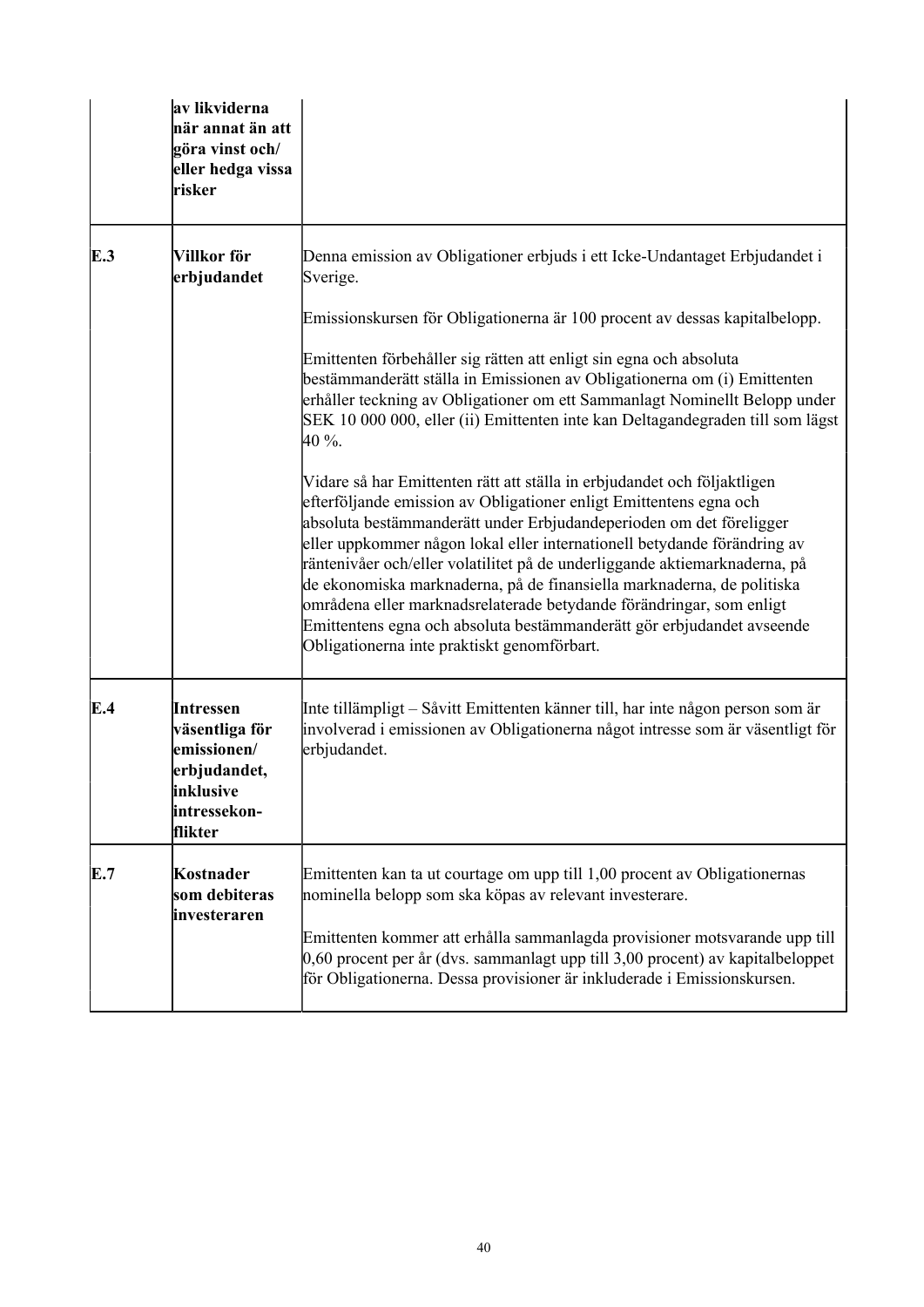| | | |
|---|---|---|
| | **av likviderna när annat än att göra vinst och/ eller hedga vissa risker** | |
| **E.3** | **Villkor för erbjudandet** | Denna emission av Obligationer erbjuds i ett Icke-Undantaget Erbjudandet i Sverige.<br><br>Emissionskursen för Obligationerna är 100 procent av dessas kapitalbelopp.<br><br>Emittenten förbehåller sig rätten att enligt sin egna och absoluta bestämmanderätt ställa in Emissionen av Obligationerna om (i) Emittenten erhåller teckning av Obligationer om ett Sammanlagt Nominellt Belopp under SEK 10 000 000, eller (ii) Emittenten inte kan Deltagandegraden till som lägst 40 %.<br><br>Vidare så har Emittenten rätt att ställa in erbjudandet och följaktligen efterföljande emission av Obligationer enligt Emittentens egna och absoluta bestämmanderätt under Erbjudandeperioden om det föreligger eller uppkommer någon lokal eller internationell betydande förändring av räntenivåer och/eller volatilitet på de underliggande aktiemarknaderna, på de ekonomiska marknaderna, på de finansiella marknaderna, de politiska områdena eller marknadsrelaterade betydande förändringar, som enligt Emittentens egna och absoluta bestämmanderätt gör erbjudandet avseende Obligationerna inte praktiskt genomförbart. |
| **E.4** | **Intressen väsentliga för emissionen/ erbjudandet, inklusive intressekon-flikter** | Inte tillämpligt – Såvitt Emittenten känner till, har inte någon person som är involverad i emissionen av Obligationerna något intresse som är väsentligt för erbjudandet. |
| **E.7** | **Kostnader som debiteras investeraren** | Emittenten kan ta ut courtage om upp till 1,00 procent av Obligationernas nominella belopp som ska köpas av relevant investerare.<br><br>Emittenten kommer att erhålla sammanlagda provisioner motsvarande upp till 0,60 procent per år (dvs. sammanlagt upp till 3,00 procent) av kapitalbeloppet för Obligationerna. Dessa provisioner är inkluderade i Emissionskursen. |